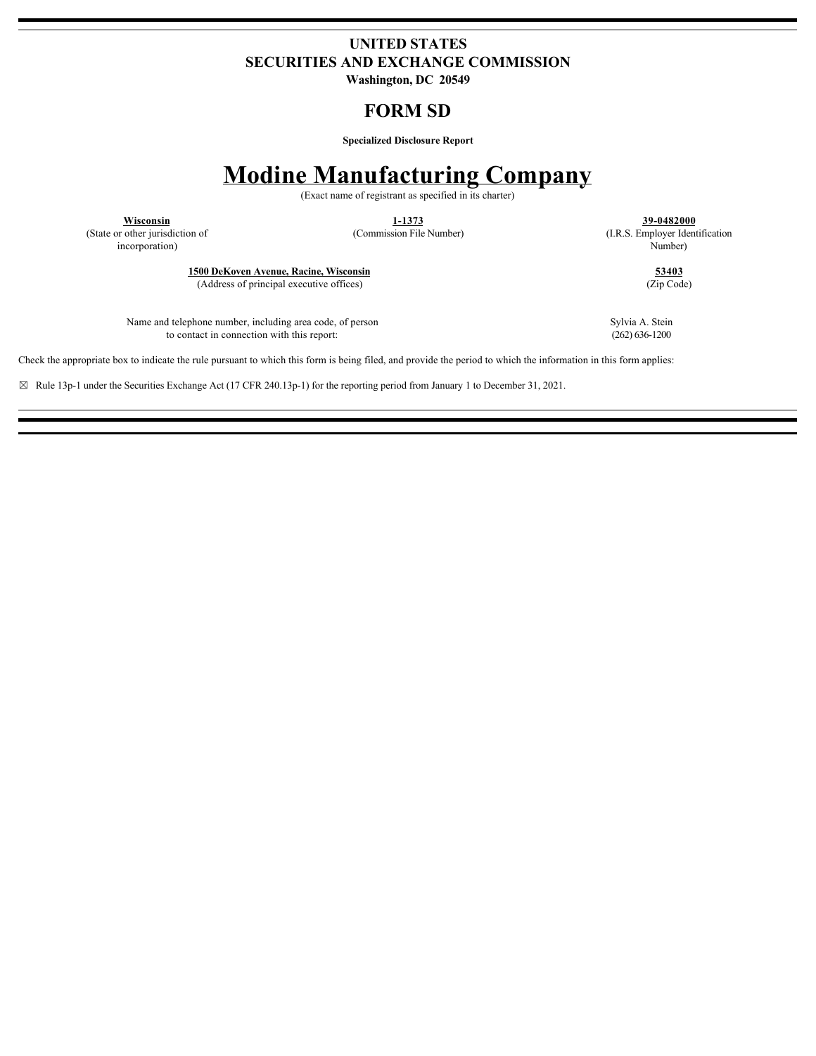# UNITED STATES
# SECURITIES AND EXCHANGE COMMISSION
**Washington, DC 20549**

# FORM SD

**Specialized Disclosure Report**

# Modine Manufacturing Company

(Exact name of registrant as specified in its charter)

| | | |
|---|---|---|
| **Wisconsin** | **1-1373** | **39-0482000** |
| (State or other jurisdiction of incorporation) | (Commission File Number) | (I.R.S. Employer Identification Number) |

| | |
|---|---|
| **1500 DeKoven Avenue, Racine, Wisconsin** | **53403** |
| (Address of principal executive offices) | (Zip Code) |

| | |
|---|---|
| Name and telephone number, including area code, of person to contact in connection with this report: | Sylvia A. Stein (262) 636-1200 |

Check the appropriate box to indicate the rule pursuant to which this form is being filed, and provide the period to which the information in this form applies:

☒ Rule 13p-1 under the Securities Exchange Act (17 CFR 240.13p-1) for the reporting period from January 1 to December 31, 2021.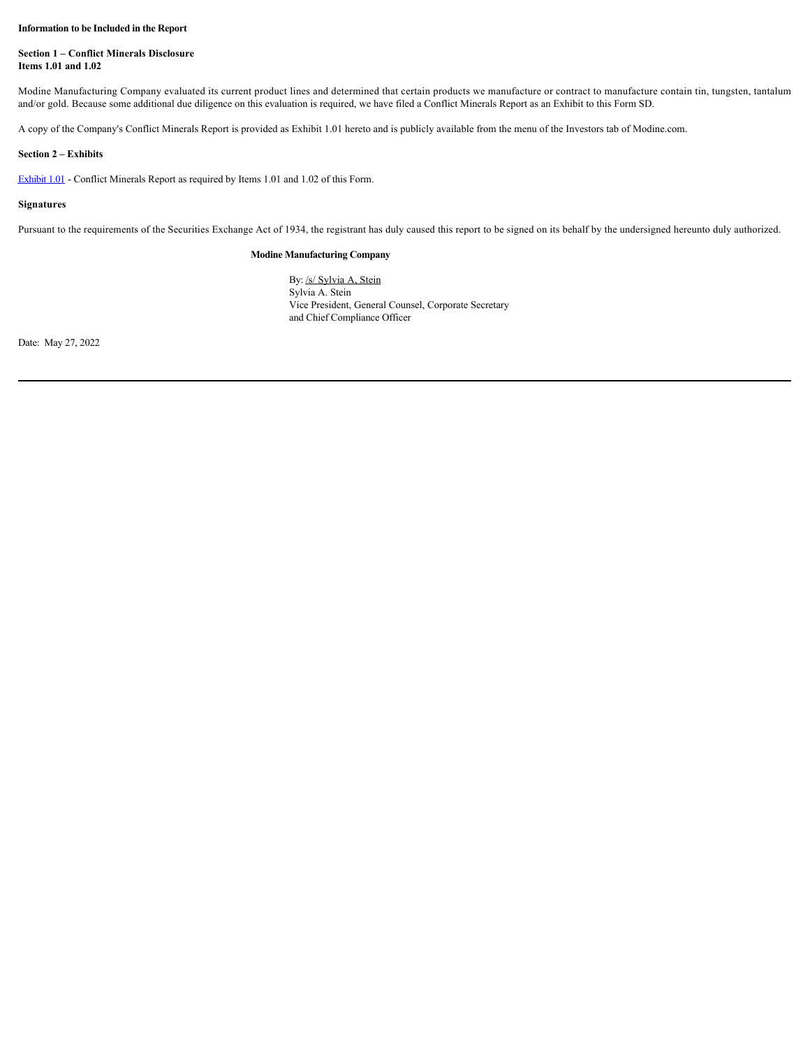**Information to be Included in the Report**

**Section 1 – Conflict Minerals Disclosure**
**Items 1.01 and 1.02**

Modine Manufacturing Company evaluated its current product lines and determined that certain products we manufacture or contract to manufacture contain tin, tungsten, tantalum and/or gold. Because some additional due diligence on this evaluation is required, we have filed a Conflict Minerals Report as an Exhibit to this Form SD.

A copy of the Company's Conflict Minerals Report is provided as Exhibit 1.01 hereto and is publicly available from the menu of the Investors tab of Modine.com.

**Section 2 – Exhibits**

Exhibit 1.01 - Conflict Minerals Report as required by Items 1.01 and 1.02 of this Form.

**Signatures**

Pursuant to the requirements of the Securities Exchange Act of 1934, the registrant has duly caused this report to be signed on its behalf by the undersigned hereunto duly authorized.

**Modine Manufacturing Company**

By: /s/ Sylvia A. Stein
Sylvia A. Stein
Vice President, General Counsel, Corporate Secretary
and Chief Compliance Officer

Date: May 27, 2022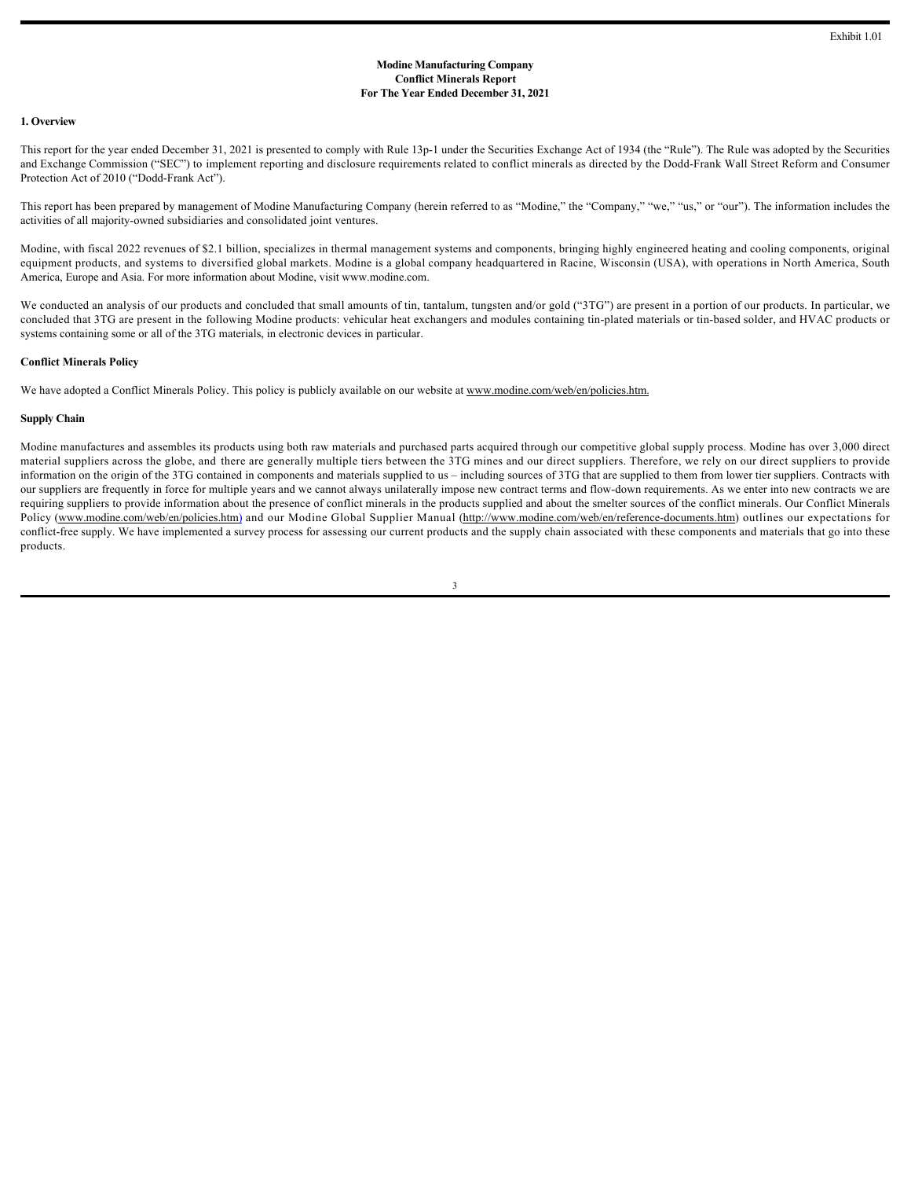Exhibit 1.01

**Modine Manufacturing Company**
**Conflict Minerals Report**
**For The Year Ended December 31, 2021**

## 1. Overview

This report for the year ended December 31, 2021 is presented to comply with Rule 13p-1 under the Securities Exchange Act of 1934 (the "Rule"). The Rule was adopted by the Securities and Exchange Commission ("SEC") to implement reporting and disclosure requirements related to conflict minerals as directed by the Dodd-Frank Wall Street Reform and Consumer Protection Act of 2010 ("Dodd-Frank Act").

This report has been prepared by management of Modine Manufacturing Company (herein referred to as "Modine," the "Company," "we," "us," or "our"). The information includes the activities of all majority-owned subsidiaries and consolidated joint ventures.

Modine, with fiscal 2022 revenues of $2.1 billion, specializes in thermal management systems and components, bringing highly engineered heating and cooling components, original equipment products, and systems to diversified global markets. Modine is a global company headquartered in Racine, Wisconsin (USA), with operations in North America, South America, Europe and Asia. For more information about Modine, visit www.modine.com.

We conducted an analysis of our products and concluded that small amounts of tin, tantalum, tungsten and/or gold ("3TG") are present in a portion of our products. In particular, we concluded that 3TG are present in the following Modine products: vehicular heat exchangers and modules containing tin-plated materials or tin-based solder, and HVAC products or systems containing some or all of the 3TG materials, in electronic devices in particular.

### Conflict Minerals Policy

We have adopted a Conflict Minerals Policy. This policy is publicly available on our website at www.modine.com/web/en/policies.htm.

### Supply Chain

Modine manufactures and assembles its products using both raw materials and purchased parts acquired through our competitive global supply process. Modine has over 3,000 direct material suppliers across the globe, and there are generally multiple tiers between the 3TG mines and our direct suppliers. Therefore, we rely on our direct suppliers to provide information on the origin of the 3TG contained in components and materials supplied to us – including sources of 3TG that are supplied to them from lower tier suppliers. Contracts with our suppliers are frequently in force for multiple years and we cannot always unilaterally impose new contract terms and flow-down requirements. As we enter into new contracts we are requiring suppliers to provide information about the presence of conflict minerals in the products supplied and about the smelter sources of the conflict minerals. Our Conflict Minerals Policy (www.modine.com/web/en/policies.htm) and our Modine Global Supplier Manual (http://www.modine.com/web/en/reference-documents.htm) outlines our expectations for conflict-free supply. We have implemented a survey process for assessing our current products and the supply chain associated with these components and materials that go into these products.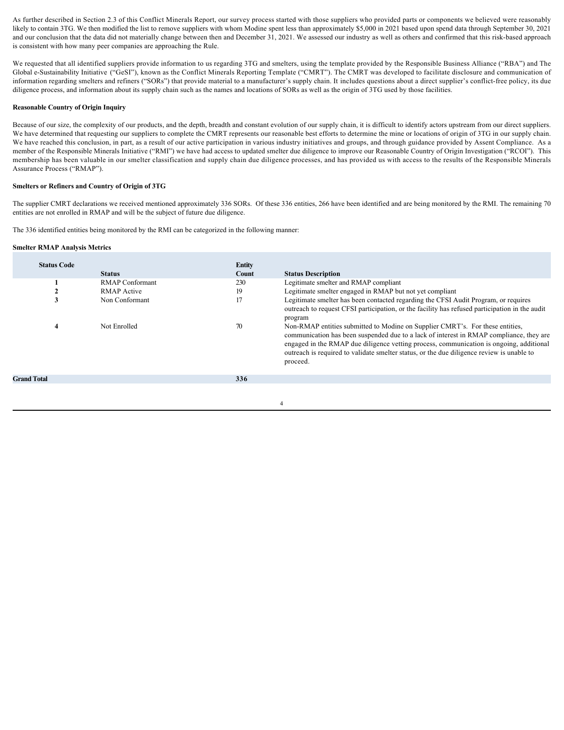As further described in Section 2.3 of this Conflict Minerals Report, our survey process started with those suppliers who provided parts or components we believed were reasonably likely to contain 3TG. We then modified the list to remove suppliers with whom Modine spent less than approximately $5,000 in 2021 based upon spend data through September 30, 2021 and our conclusion that the data did not materially change between then and December 31, 2021. We assessed our industry as well as others and confirmed that this risk-based approach is consistent with how many peer companies are approaching the Rule.

We requested that all identified suppliers provide information to us regarding 3TG and smelters, using the template provided by the Responsible Business Alliance ("RBA") and The Global e-Sustainability Initiative ("GeSI"), known as the Conflict Minerals Reporting Template ("CMRT"). The CMRT was developed to facilitate disclosure and communication of information regarding smelters and refiners ("SORs") that provide material to a manufacturer's supply chain. It includes questions about a direct supplier's conflict-free policy, its due diligence process, and information about its supply chain such as the names and locations of SORs as well as the origin of 3TG used by those facilities.

**Reasonable Country of Origin Inquiry**

Because of our size, the complexity of our products, and the depth, breadth and constant evolution of our supply chain, it is difficult to identify actors upstream from our direct suppliers. We have determined that requesting our suppliers to complete the CMRT represents our reasonable best efforts to determine the mine or locations of origin of 3TG in our supply chain. We have reached this conclusion, in part, as a result of our active participation in various industry initiatives and groups, and through guidance provided by Assent Compliance. As a member of the Responsible Minerals Initiative ("RMI") we have had access to updated smelter due diligence to improve our Reasonable Country of Origin Investigation ("RCOI"). This membership has been valuable in our smelter classification and supply chain due diligence processes, and has provided us with access to the results of the Responsible Minerals Assurance Process ("RMAP").

**Smelters or Refiners and Country of Origin of 3TG**

The supplier CMRT declarations we received mentioned approximately 336 SORs. Of these 336 entities, 266 have been identified and are being monitored by the RMI. The remaining 70 entities are not enrolled in RMAP and will be the subject of future due diligence.

The 336 identified entities being monitored by the RMI can be categorized in the following manner:

**Smelter RMAP Analysis Metrics**

| Status Code | Status | Entity Count | Status Description |
|---|---|---|---|
| 1 | RMAP Conformant | 230 | Legitimate smelter and RMAP compliant |
| 2 | RMAP Active | 19 | Legitimate smelter engaged in RMAP but not yet compliant |
| 3 | Non Conformant | 17 | Legitimate smelter has been contacted regarding the CFSI Audit Program, or requires outreach to request CFSI participation, or the facility has refused participation in the audit program |
| 4 | Not Enrolled | 70 | Non-RMAP entities submitted to Modine on Supplier CMRT's. For these entities, communication has been suspended due to a lack of interest in RMAP compliance, they are engaged in the RMAP due diligence vetting process, communication is ongoing, additional outreach is required to validate smelter status, or the due diligence review is unable to proceed. |
| **Grand Total** | | **336** | |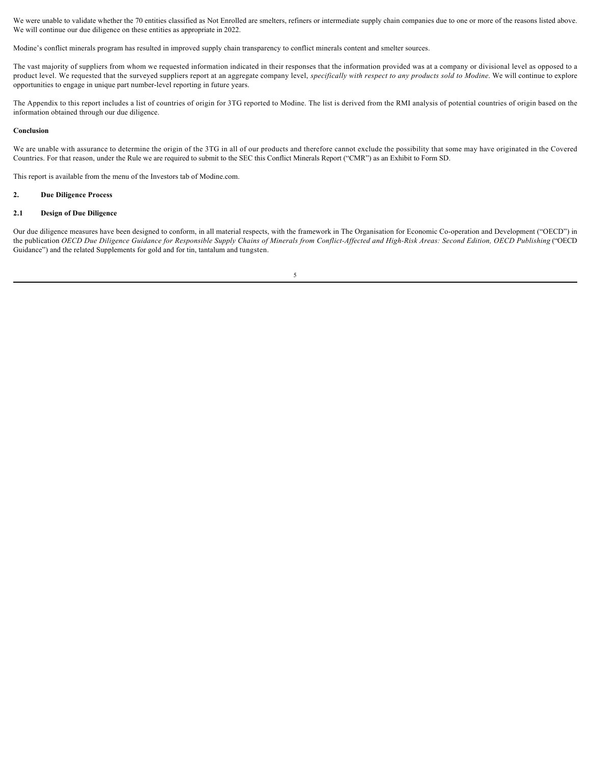We were unable to validate whether the 70 entities classified as Not Enrolled are smelters, refiners or intermediate supply chain companies due to one or more of the reasons listed above. We will continue our due diligence on these entities as appropriate in 2022.

Modine's conflict minerals program has resulted in improved supply chain transparency to conflict minerals content and smelter sources.

The vast majority of suppliers from whom we requested information indicated in their responses that the information provided was at a company or divisional level as opposed to a product level. We requested that the surveyed suppliers report at an aggregate company level, *specifically with respect to any products sold to Modine*. We will continue to explore opportunities to engage in unique part number-level reporting in future years.

The Appendix to this report includes a list of countries of origin for 3TG reported to Modine. The list is derived from the RMI analysis of potential countries of origin based on the information obtained through our due diligence.

**Conclusion**

We are unable with assurance to determine the origin of the 3TG in all of our products and therefore cannot exclude the possibility that some may have originated in the Covered Countries. For that reason, under the Rule we are required to submit to the SEC this Conflict Minerals Report ("CMR") as an Exhibit to Form SD.

This report is available from the menu of the Investors tab of Modine.com.

## 2. Due Diligence Process

### 2.1 Design of Due Diligence

Our due diligence measures have been designed to conform, in all material respects, with the framework in The Organisation for Economic Co-operation and Development ("OECD") in the publication *OECD Due Diligence Guidance for Responsible Supply Chains of Minerals from Conflict-Affected and High-Risk Areas: Second Edition, OECD Publishing* ("OECD Guidance") and the related Supplements for gold and for tin, tantalum and tungsten.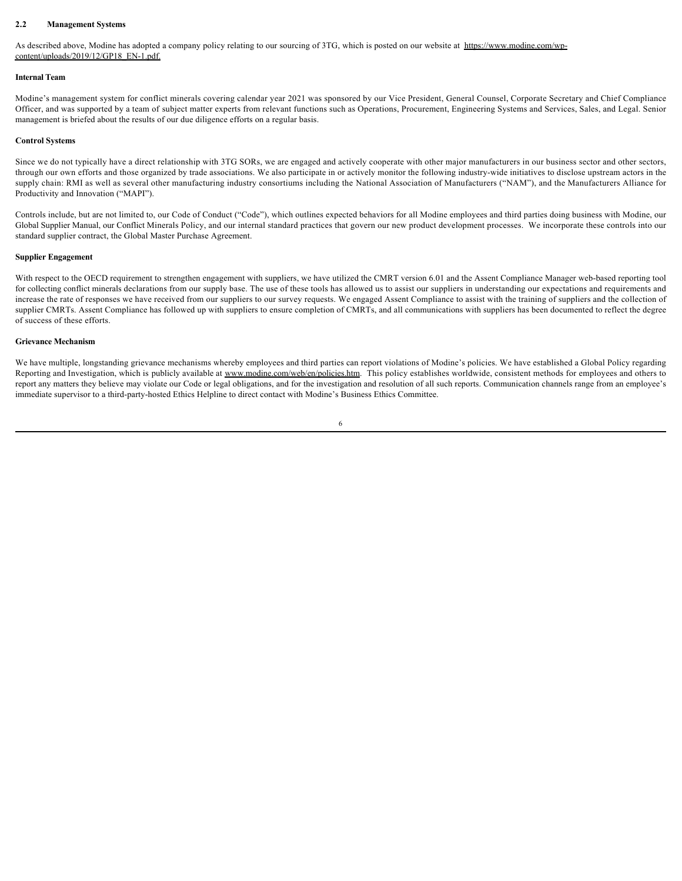## 2.2 Management Systems

As described above, Modine has adopted a company policy relating to our sourcing of 3TG, which is posted on our website at https://www.modine.com/wp-content/uploads/2019/12/GP18_EN-1.pdf.

**Internal Team**

Modine's management system for conflict minerals covering calendar year 2021 was sponsored by our Vice President, General Counsel, Corporate Secretary and Chief Compliance Officer, and was supported by a team of subject matter experts from relevant functions such as Operations, Procurement, Engineering Systems and Services, Sales, and Legal. Senior management is briefed about the results of our due diligence efforts on a regular basis.

**Control Systems**

Since we do not typically have a direct relationship with 3TG SORs, we are engaged and actively cooperate with other major manufacturers in our business sector and other sectors, through our own efforts and those organized by trade associations. We also participate in or actively monitor the following industry-wide initiatives to disclose upstream actors in the supply chain: RMI as well as several other manufacturing industry consortiums including the National Association of Manufacturers ("NAM"), and the Manufacturers Alliance for Productivity and Innovation ("MAPI").

Controls include, but are not limited to, our Code of Conduct ("Code"), which outlines expected behaviors for all Modine employees and third parties doing business with Modine, our Global Supplier Manual, our Conflict Minerals Policy, and our internal standard practices that govern our new product development processes. We incorporate these controls into our standard supplier contract, the Global Master Purchase Agreement.

**Supplier Engagement**

With respect to the OECD requirement to strengthen engagement with suppliers, we have utilized the CMRT version 6.01 and the Assent Compliance Manager web-based reporting tool for collecting conflict minerals declarations from our supply base. The use of these tools has allowed us to assist our suppliers in understanding our expectations and requirements and increase the rate of responses we have received from our suppliers to our survey requests. We engaged Assent Compliance to assist with the training of suppliers and the collection of supplier CMRTs. Assent Compliance has followed up with suppliers to ensure completion of CMRTs, and all communications with suppliers has been documented to reflect the degree of success of these efforts.

**Grievance Mechanism**

We have multiple, longstanding grievance mechanisms whereby employees and third parties can report violations of Modine's policies. We have established a Global Policy regarding Reporting and Investigation, which is publicly available at www.modine.com/web/en/policies.htm. This policy establishes worldwide, consistent methods for employees and others to report any matters they believe may violate our Code or legal obligations, and for the investigation and resolution of all such reports. Communication channels range from an employee's immediate supervisor to a third-party-hosted Ethics Helpline to direct contact with Modine's Business Ethics Committee.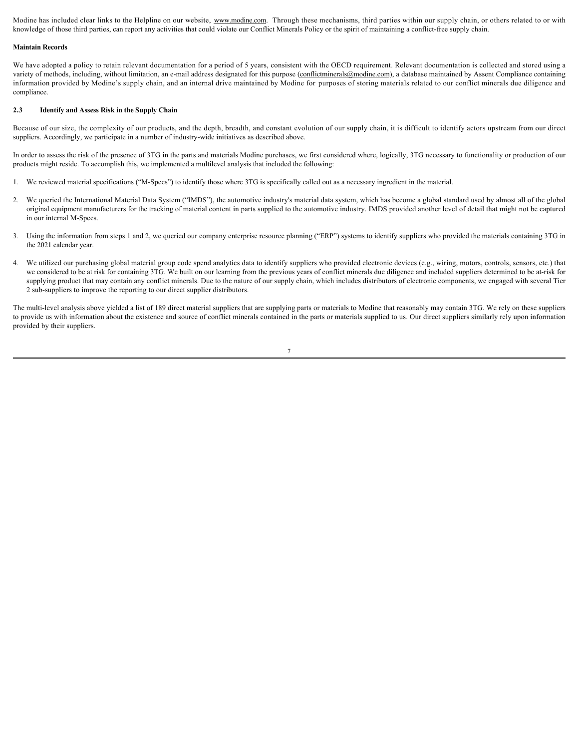Modine has included clear links to the Helpline on our website, www.modine.com. Through these mechanisms, third parties within our supply chain, or others related to or with knowledge of those third parties, can report any activities that could violate our Conflict Minerals Policy or the spirit of maintaining a conflict-free supply chain.

**Maintain Records**

We have adopted a policy to retain relevant documentation for a period of 5 years, consistent with the OECD requirement. Relevant documentation is collected and stored using a variety of methods, including, without limitation, an e-mail address designated for this purpose (conflictminerals@modine.com), a database maintained by Assent Compliance containing information provided by Modine's supply chain, and an internal drive maintained by Modine for purposes of storing materials related to our conflict minerals due diligence and compliance.

## 2.3 Identify and Assess Risk in the Supply Chain

Because of our size, the complexity of our products, and the depth, breadth, and constant evolution of our supply chain, it is difficult to identify actors upstream from our direct suppliers. Accordingly, we participate in a number of industry-wide initiatives as described above.

In order to assess the risk of the presence of 3TG in the parts and materials Modine purchases, we first considered where, logically, 3TG necessary to functionality or production of our products might reside. To accomplish this, we implemented a multilevel analysis that included the following:

1. We reviewed material specifications ("M-Specs") to identify those where 3TG is specifically called out as a necessary ingredient in the material.

2. We queried the International Material Data System ("IMDS"), the automotive industry's material data system, which has become a global standard used by almost all of the global original equipment manufacturers for the tracking of material content in parts supplied to the automotive industry. IMDS provided another level of detail that might not be captured in our internal M-Specs.

3. Using the information from steps 1 and 2, we queried our company enterprise resource planning ("ERP") systems to identify suppliers who provided the materials containing 3TG in the 2021 calendar year.

4. We utilized our purchasing global material group code spend analytics data to identify suppliers who provided electronic devices (e.g., wiring, motors, controls, sensors, etc.) that we considered to be at risk for containing 3TG. We built on our learning from the previous years of conflict minerals due diligence and included suppliers determined to be at-risk for supplying product that may contain any conflict minerals. Due to the nature of our supply chain, which includes distributors of electronic components, we engaged with several Tier 2 sub-suppliers to improve the reporting to our direct supplier distributors.

The multi-level analysis above yielded a list of 189 direct material suppliers that are supplying parts or materials to Modine that reasonably may contain 3TG. We rely on these suppliers to provide us with information about the existence and source of conflict minerals contained in the parts or materials supplied to us. Our direct suppliers similarly rely upon information provided by their suppliers.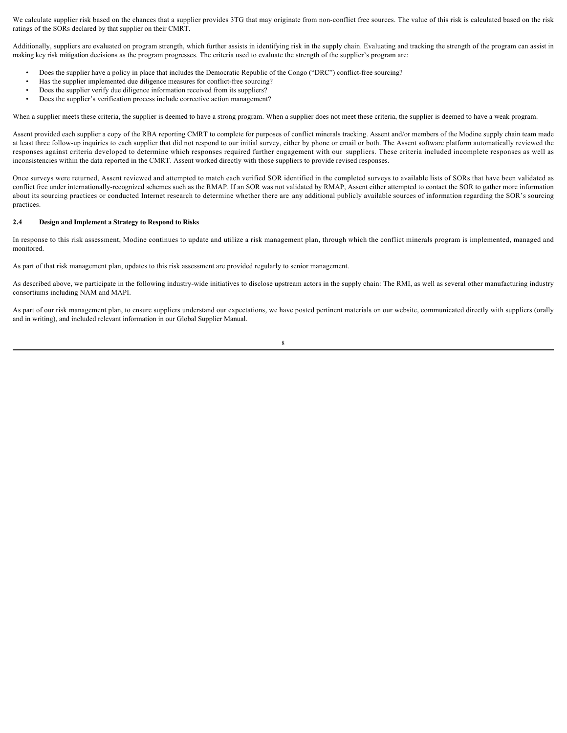We calculate supplier risk based on the chances that a supplier provides 3TG that may originate from non-conflict free sources. The value of this risk is calculated based on the risk ratings of the SORs declared by that supplier on their CMRT.

Additionally, suppliers are evaluated on program strength, which further assists in identifying risk in the supply chain. Evaluating and tracking the strength of the program can assist in making key risk mitigation decisions as the program progresses. The criteria used to evaluate the strength of the supplier's program are:

- Does the supplier have a policy in place that includes the Democratic Republic of the Congo ("DRC") conflict-free sourcing?
- Has the supplier implemented due diligence measures for conflict-free sourcing?
- Does the supplier verify due diligence information received from its suppliers?
- Does the supplier's verification process include corrective action management?

When a supplier meets these criteria, the supplier is deemed to have a strong program. When a supplier does not meet these criteria, the supplier is deemed to have a weak program.

Assent provided each supplier a copy of the RBA reporting CMRT to complete for purposes of conflict minerals tracking. Assent and/or members of the Modine supply chain team made at least three follow-up inquiries to each supplier that did not respond to our initial survey, either by phone or email or both. The Assent software platform automatically reviewed the responses against criteria developed to determine which responses required further engagement with our suppliers. These criteria included incomplete responses as well as inconsistencies within the data reported in the CMRT. Assent worked directly with those suppliers to provide revised responses.

Once surveys were returned, Assent reviewed and attempted to match each verified SOR identified in the completed surveys to available lists of SORs that have been validated as conflict free under internationally-recognized schemes such as the RMAP. If an SOR was not validated by RMAP, Assent either attempted to contact the SOR to gather more information about its sourcing practices or conducted Internet research to determine whether there are any additional publicly available sources of information regarding the SOR's sourcing practices.

### 2.4 Design and Implement a Strategy to Respond to Risks

In response to this risk assessment, Modine continues to update and utilize a risk management plan, through which the conflict minerals program is implemented, managed and monitored.

As part of that risk management plan, updates to this risk assessment are provided regularly to senior management.

As described above, we participate in the following industry-wide initiatives to disclose upstream actors in the supply chain: The RMI, as well as several other manufacturing industry consortiums including NAM and MAPI.

As part of our risk management plan, to ensure suppliers understand our expectations, we have posted pertinent materials on our website, communicated directly with suppliers (orally and in writing), and included relevant information in our Global Supplier Manual.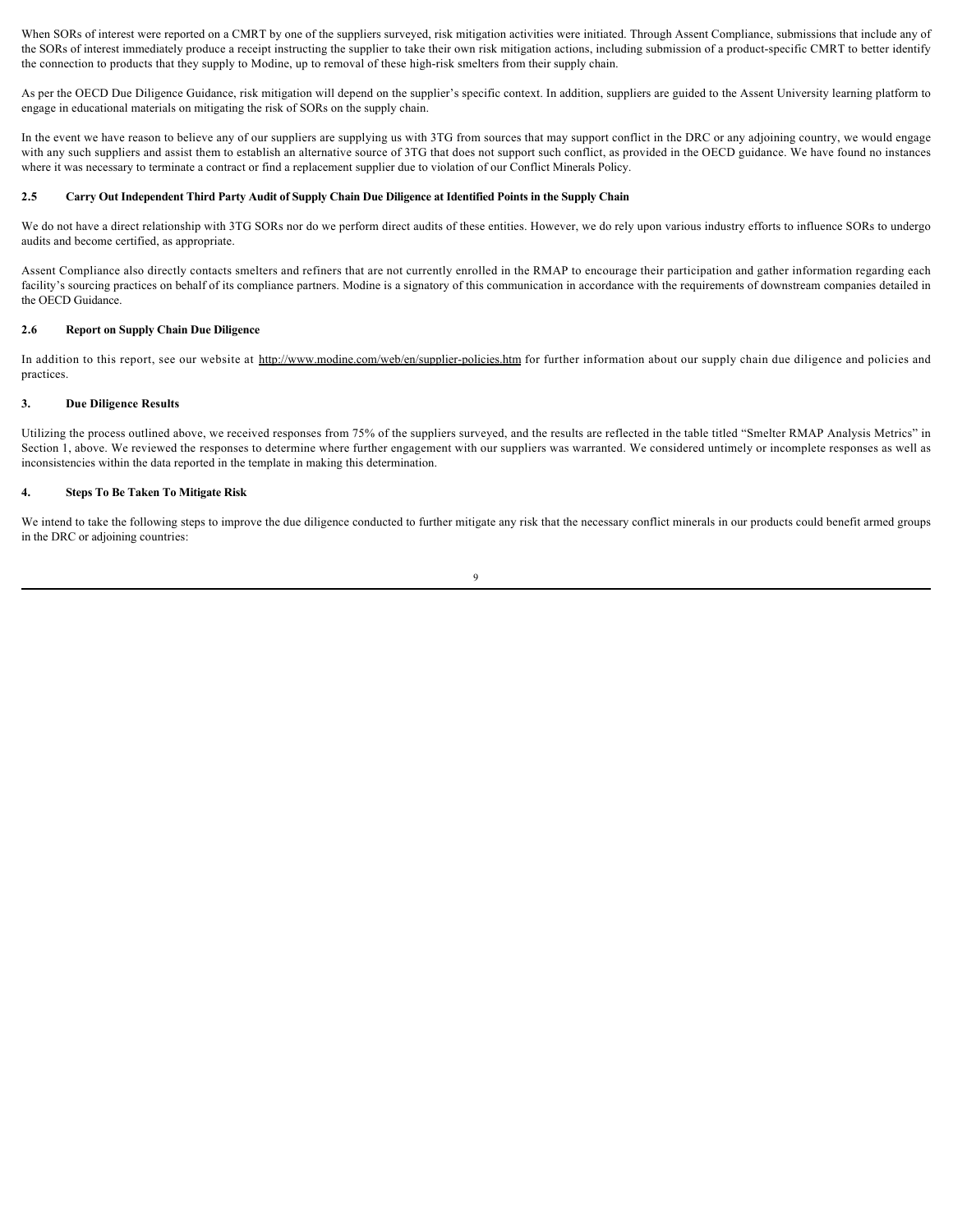When SORs of interest were reported on a CMRT by one of the suppliers surveyed, risk mitigation activities were initiated. Through Assent Compliance, submissions that include any of the SORs of interest immediately produce a receipt instructing the supplier to take their own risk mitigation actions, including submission of a product-specific CMRT to better identify the connection to products that they supply to Modine, up to removal of these high-risk smelters from their supply chain.

As per the OECD Due Diligence Guidance, risk mitigation will depend on the supplier's specific context. In addition, suppliers are guided to the Assent University learning platform to engage in educational materials on mitigating the risk of SORs on the supply chain.

In the event we have reason to believe any of our suppliers are supplying us with 3TG from sources that may support conflict in the DRC or any adjoining country, we would engage with any such suppliers and assist them to establish an alternative source of 3TG that does not support such conflict, as provided in the OECD guidance. We have found no instances where it was necessary to terminate a contract or find a replacement supplier due to violation of our Conflict Minerals Policy.

### 2.5 Carry Out Independent Third Party Audit of Supply Chain Due Diligence at Identified Points in the Supply Chain

We do not have a direct relationship with 3TG SORs nor do we perform direct audits of these entities. However, we do rely upon various industry efforts to influence SORs to undergo audits and become certified, as appropriate.

Assent Compliance also directly contacts smelters and refiners that are not currently enrolled in the RMAP to encourage their participation and gather information regarding each facility's sourcing practices on behalf of its compliance partners. Modine is a signatory of this communication in accordance with the requirements of downstream companies detailed in the OECD Guidance.

### 2.6 Report on Supply Chain Due Diligence

In addition to this report, see our website at http://www.modine.com/web/en/supplier-policies.htm for further information about our supply chain due diligence and policies and practices.

## 3. Due Diligence Results

Utilizing the process outlined above, we received responses from 75% of the suppliers surveyed, and the results are reflected in the table titled "Smelter RMAP Analysis Metrics" in Section 1, above. We reviewed the responses to determine where further engagement with our suppliers was warranted. We considered untimely or incomplete responses as well as inconsistencies within the data reported in the template in making this determination.

## 4. Steps To Be Taken To Mitigate Risk

We intend to take the following steps to improve the due diligence conducted to further mitigate any risk that the necessary conflict minerals in our products could benefit armed groups in the DRC or adjoining countries: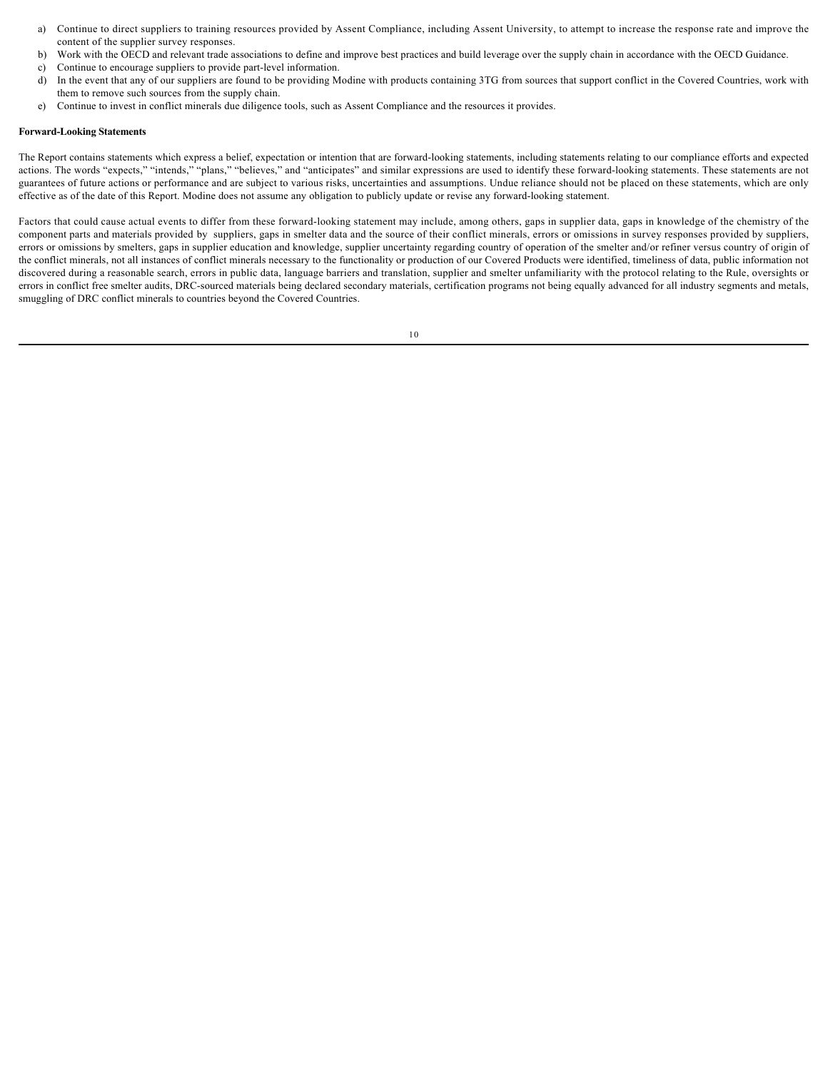a) Continue to direct suppliers to training resources provided by Assent Compliance, including Assent University, to attempt to increase the response rate and improve the content of the supplier survey responses.
b) Work with the OECD and relevant trade associations to define and improve best practices and build leverage over the supply chain in accordance with the OECD Guidance.
c) Continue to encourage suppliers to provide part-level information.
d) In the event that any of our suppliers are found to be providing Modine with products containing 3TG from sources that support conflict in the Covered Countries, work with them to remove such sources from the supply chain.
e) Continue to invest in conflict minerals due diligence tools, such as Assent Compliance and the resources it provides.

**Forward-Looking Statements**

The Report contains statements which express a belief, expectation or intention that are forward-looking statements, including statements relating to our compliance efforts and expected actions. The words "expects," "intends," "plans," "believes," and "anticipates" and similar expressions are used to identify these forward-looking statements. These statements are not guarantees of future actions or performance and are subject to various risks, uncertainties and assumptions. Undue reliance should not be placed on these statements, which are only effective as of the date of this Report. Modine does not assume any obligation to publicly update or revise any forward-looking statement.

Factors that could cause actual events to differ from these forward-looking statement may include, among others, gaps in supplier data, gaps in knowledge of the chemistry of the component parts and materials provided by suppliers, gaps in smelter data and the source of their conflict minerals, errors or omissions in survey responses provided by suppliers, errors or omissions by smelters, gaps in supplier education and knowledge, supplier uncertainty regarding country of operation of the smelter and/or refiner versus country of origin of the conflict minerals, not all instances of conflict minerals necessary to the functionality or production of our Covered Products were identified, timeliness of data, public information not discovered during a reasonable search, errors in public data, language barriers and translation, supplier and smelter unfamiliarity with the protocol relating to the Rule, oversights or errors in conflict free smelter audits, DRC-sourced materials being declared secondary materials, certification programs not being equally advanced for all industry segments and metals, smuggling of DRC conflict minerals to countries beyond the Covered Countries.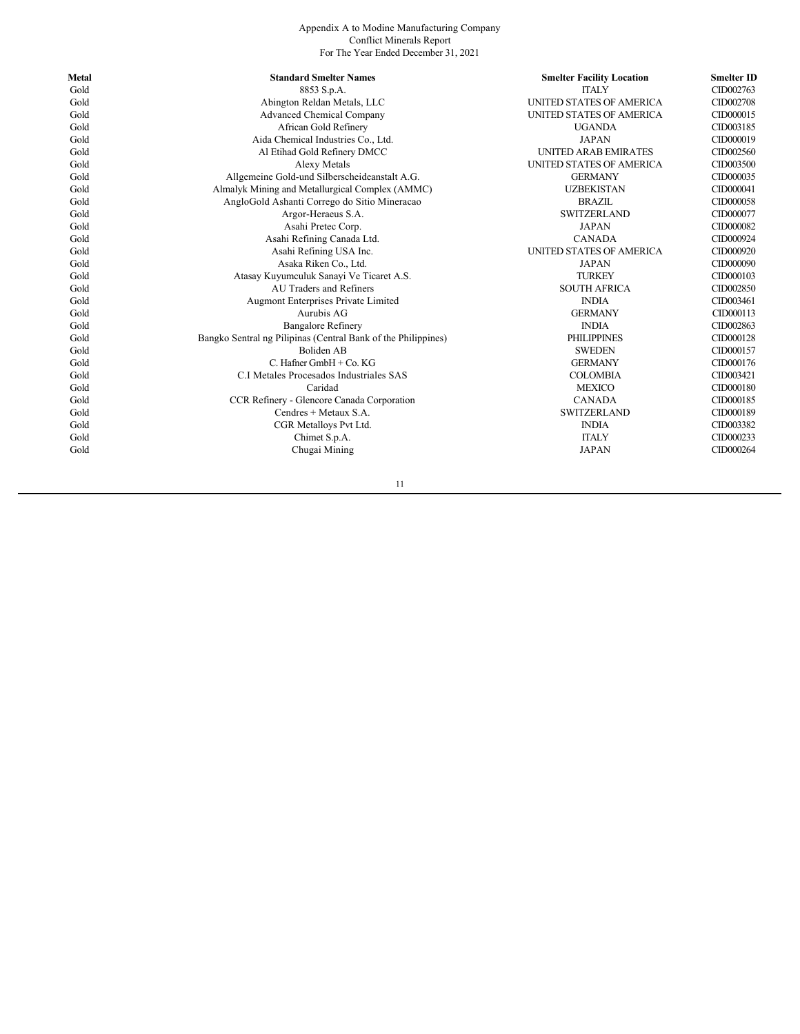Appendix A to Modine Manufacturing Company
Conflict Minerals Report
For The Year Ended December 31, 2021

| Metal | Standard Smelter Names | Smelter Facility Location | Smelter ID |
|---|---|---|---|
| Gold | 8853 S.p.A. | ITALY | CID002763 |
| Gold | Abington Reldan Metals, LLC | UNITED STATES OF AMERICA | CID002708 |
| Gold | Advanced Chemical Company | UNITED STATES OF AMERICA | CID000015 |
| Gold | African Gold Refinery | UGANDA | CID003185 |
| Gold | Aida Chemical Industries Co., Ltd. | JAPAN | CID000019 |
| Gold | Al Etihad Gold Refinery DMCC | UNITED ARAB EMIRATES | CID002560 |
| Gold | Alexy Metals | UNITED STATES OF AMERICA | CID003500 |
| Gold | Allgemeine Gold-und Silberscheideanstalt A.G. | GERMANY | CID000035 |
| Gold | Almalyk Mining and Metallurgical Complex (AMMC) | UZBEKISTAN | CID000041 |
| Gold | AngloGold Ashanti Corrego do Sitio Mineracao | BRAZIL | CID000058 |
| Gold | Argor-Heraeus S.A. | SWITZERLAND | CID000077 |
| Gold | Asahi Pretec Corp. | JAPAN | CID000082 |
| Gold | Asahi Refining Canada Ltd. | CANADA | CID000924 |
| Gold | Asahi Refining USA Inc. | UNITED STATES OF AMERICA | CID000920 |
| Gold | Asaka Riken Co., Ltd. | JAPAN | CID000090 |
| Gold | Atasay Kuyumculuk Sanayi Ve Ticaret A.S. | TURKEY | CID000103 |
| Gold | AU Traders and Refiners | SOUTH AFRICA | CID002850 |
| Gold | Augmont Enterprises Private Limited | INDIA | CID003461 |
| Gold | Aurubis AG | GERMANY | CID000113 |
| Gold | Bangalore Refinery | INDIA | CID002863 |
| Gold | Bangko Sentral ng Pilipinas (Central Bank of the Philippines) | PHILIPPINES | CID000128 |
| Gold | Boliden AB | SWEDEN | CID000157 |
| Gold | C. Hafner GmbH + Co. KG | GERMANY | CID000176 |
| Gold | C.I Metales Procesados Industriales SAS | COLOMBIA | CID003421 |
| Gold | Caridad | MEXICO | CID000180 |
| Gold | CCR Refinery - Glencore Canada Corporation | CANADA | CID000185 |
| Gold | Cendres + Metaux S.A. | SWITZERLAND | CID000189 |
| Gold | CGR Metalloys Pvt Ltd. | INDIA | CID003382 |
| Gold | Chimet S.p.A. | ITALY | CID000233 |
| Gold | Chugai Mining | JAPAN | CID000264 |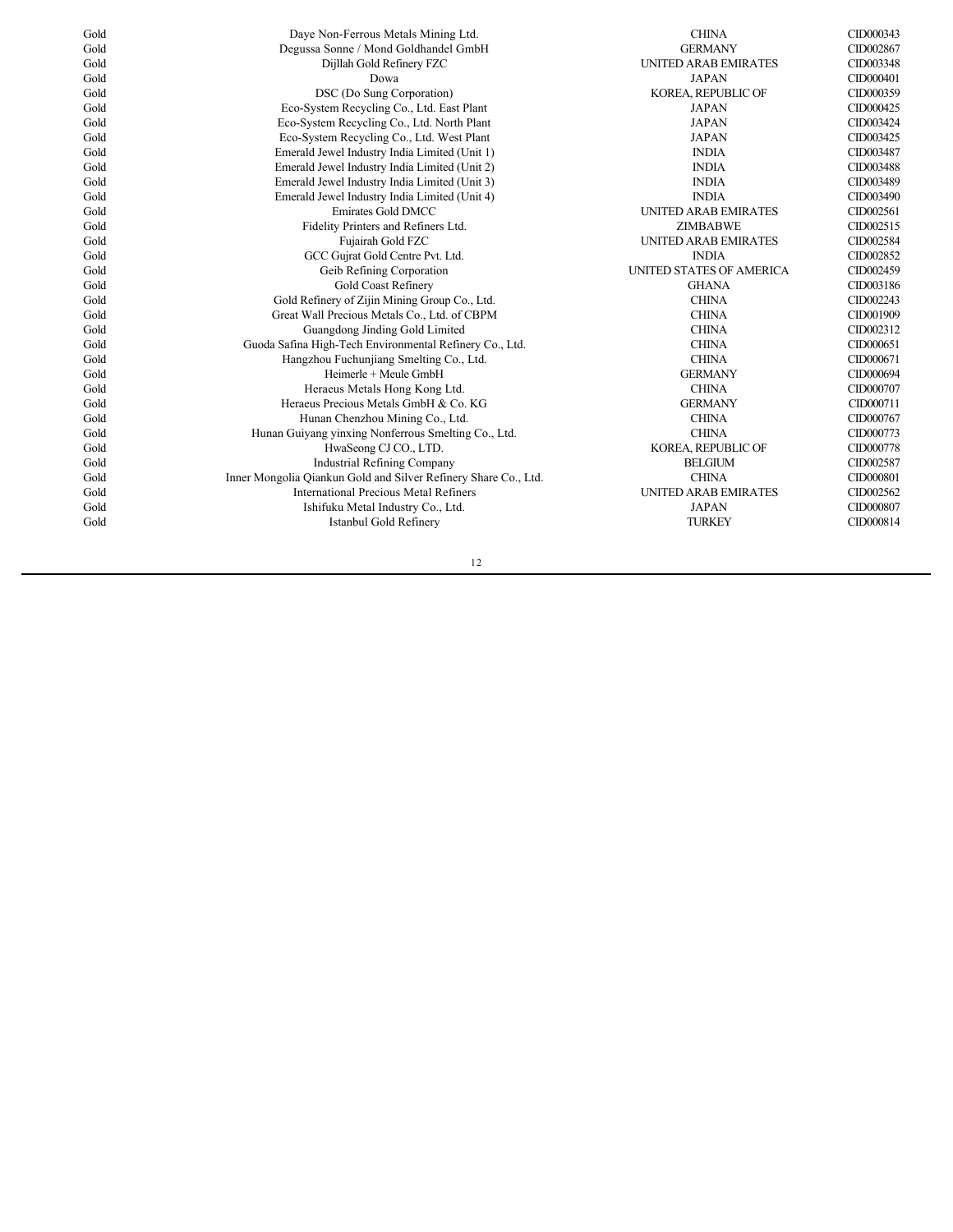| | | | |
|---|---|---|---|
| Gold | Daye Non-Ferrous Metals Mining Ltd. | CHINA | CID000343 |
| Gold | Degussa Sonne / Mond Goldhandel GmbH | GERMANY | CID002867 |
| Gold | Dijllah Gold Refinery FZC | UNITED ARAB EMIRATES | CID003348 |
| Gold | Dowa | JAPAN | CID000401 |
| Gold | DSC (Do Sung Corporation) | KOREA, REPUBLIC OF | CID000359 |
| Gold | Eco-System Recycling Co., Ltd. East Plant | JAPAN | CID000425 |
| Gold | Eco-System Recycling Co., Ltd. North Plant | JAPAN | CID003424 |
| Gold | Eco-System Recycling Co., Ltd. West Plant | JAPAN | CID003425 |
| Gold | Emerald Jewel Industry India Limited (Unit 1) | INDIA | CID003487 |
| Gold | Emerald Jewel Industry India Limited (Unit 2) | INDIA | CID003488 |
| Gold | Emerald Jewel Industry India Limited (Unit 3) | INDIA | CID003489 |
| Gold | Emerald Jewel Industry India Limited (Unit 4) | INDIA | CID003490 |
| Gold | Emirates Gold DMCC | UNITED ARAB EMIRATES | CID002561 |
| Gold | Fidelity Printers and Refiners Ltd. | ZIMBABWE | CID002515 |
| Gold | Fujairah Gold FZC | UNITED ARAB EMIRATES | CID002584 |
| Gold | GCC Gujrat Gold Centre Pvt. Ltd. | INDIA | CID002852 |
| Gold | Geib Refining Corporation | UNITED STATES OF AMERICA | CID002459 |
| Gold | Gold Coast Refinery | GHANA | CID003186 |
| Gold | Gold Refinery of Zijin Mining Group Co., Ltd. | CHINA | CID002243 |
| Gold | Great Wall Precious Metals Co., Ltd. of CBPM | CHINA | CID001909 |
| Gold | Guangdong Jinding Gold Limited | CHINA | CID002312 |
| Gold | Guoda Safina High-Tech Environmental Refinery Co., Ltd. | CHINA | CID000651 |
| Gold | Hangzhou Fuchunjiang Smelting Co., Ltd. | CHINA | CID000671 |
| Gold | Heimerle + Meule GmbH | GERMANY | CID000694 |
| Gold | Heraeus Metals Hong Kong Ltd. | CHINA | CID000707 |
| Gold | Heraeus Precious Metals GmbH & Co. KG | GERMANY | CID000711 |
| Gold | Hunan Chenzhou Mining Co., Ltd. | CHINA | CID000767 |
| Gold | Hunan Guiyang yinxing Nonferrous Smelting Co., Ltd. | CHINA | CID000773 |
| Gold | HwaSeong CJ CO., LTD. | KOREA, REPUBLIC OF | CID000778 |
| Gold | Industrial Refining Company | BELGIUM | CID002587 |
| Gold | Inner Mongolia Qiankun Gold and Silver Refinery Share Co., Ltd. | CHINA | CID000801 |
| Gold | International Precious Metal Refiners | UNITED ARAB EMIRATES | CID002562 |
| Gold | Ishifuku Metal Industry Co., Ltd. | JAPAN | CID000807 |
| Gold | Istanbul Gold Refinery | TURKEY | CID000814 |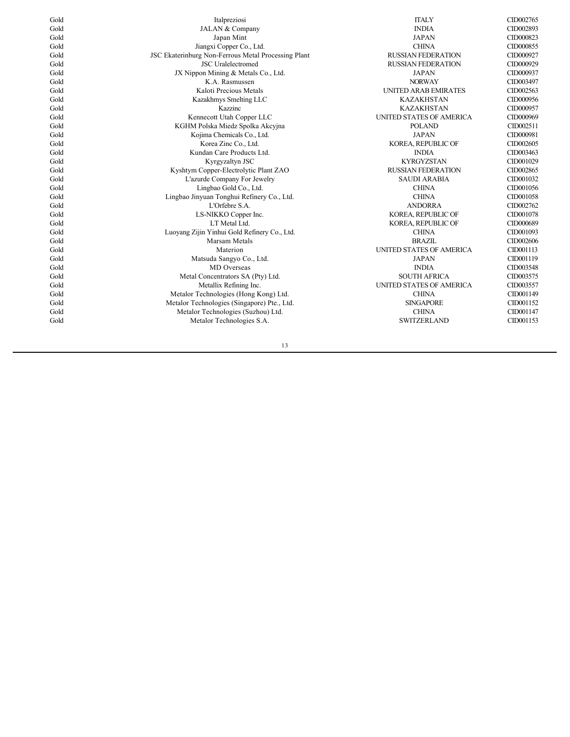| | | | |
|---|---|---|---|
| Gold | Italpreziosi | ITALY | CID002765 |
| Gold | JALAN & Company | INDIA | CID002893 |
| Gold | Japan Mint | JAPAN | CID000823 |
| Gold | Jiangxi Copper Co., Ltd. | CHINA | CID000855 |
| Gold | JSC Ekaterinburg Non-Ferrous Metal Processing Plant | RUSSIAN FEDERATION | CID000927 |
| Gold | JSC Uralelectromed | RUSSIAN FEDERATION | CID000929 |
| Gold | JX Nippon Mining & Metals Co., Ltd. | JAPAN | CID000937 |
| Gold | K.A. Rasmussen | NORWAY | CID003497 |
| Gold | Kaloti Precious Metals | UNITED ARAB EMIRATES | CID002563 |
| Gold | Kazakhmys Smelting LLC | KAZAKHSTAN | CID000956 |
| Gold | Kazzinc | KAZAKHSTAN | CID000957 |
| Gold | Kennecott Utah Copper LLC | UNITED STATES OF AMERICA | CID000969 |
| Gold | KGHM Polska Miedz Spolka Akcyjna | POLAND | CID002511 |
| Gold | Kojima Chemicals Co., Ltd. | JAPAN | CID000981 |
| Gold | Korea Zinc Co., Ltd. | KOREA, REPUBLIC OF | CID002605 |
| Gold | Kundan Care Products Ltd. | INDIA | CID003463 |
| Gold | Kyrgyzaltyn JSC | KYRGYZSTAN | CID001029 |
| Gold | Kyshtym Copper-Electrolytic Plant ZAO | RUSSIAN FEDERATION | CID002865 |
| Gold | L'azurde Company For Jewelry | SAUDI ARABIA | CID001032 |
| Gold | Lingbao Gold Co., Ltd. | CHINA | CID001056 |
| Gold | Lingbao Jinyuan Tonghui Refinery Co., Ltd. | CHINA | CID001058 |
| Gold | L'Orfebre S.A. | ANDORRA | CID002762 |
| Gold | LS-NIKKO Copper Inc. | KOREA, REPUBLIC OF | CID001078 |
| Gold | LT Metal Ltd. | KOREA, REPUBLIC OF | CID000689 |
| Gold | Luoyang Zijin Yinhui Gold Refinery Co., Ltd. | CHINA | CID001093 |
| Gold | Marsam Metals | BRAZIL | CID002606 |
| Gold | Materion | UNITED STATES OF AMERICA | CID001113 |
| Gold | Matsuda Sangyo Co., Ltd. | JAPAN | CID001119 |
| Gold | MD Overseas | INDIA | CID003548 |
| Gold | Metal Concentrators SA (Pty) Ltd. | SOUTH AFRICA | CID003575 |
| Gold | Metallix Refining Inc. | UNITED STATES OF AMERICA | CID003557 |
| Gold | Metalor Technologies (Hong Kong) Ltd. | CHINA | CID001149 |
| Gold | Metalor Technologies (Singapore) Pte., Ltd. | SINGAPORE | CID001152 |
| Gold | Metalor Technologies (Suzhou) Ltd. | CHINA | CID001147 |
| Gold | Metalor Technologies S.A. | SWITZERLAND | CID001153 |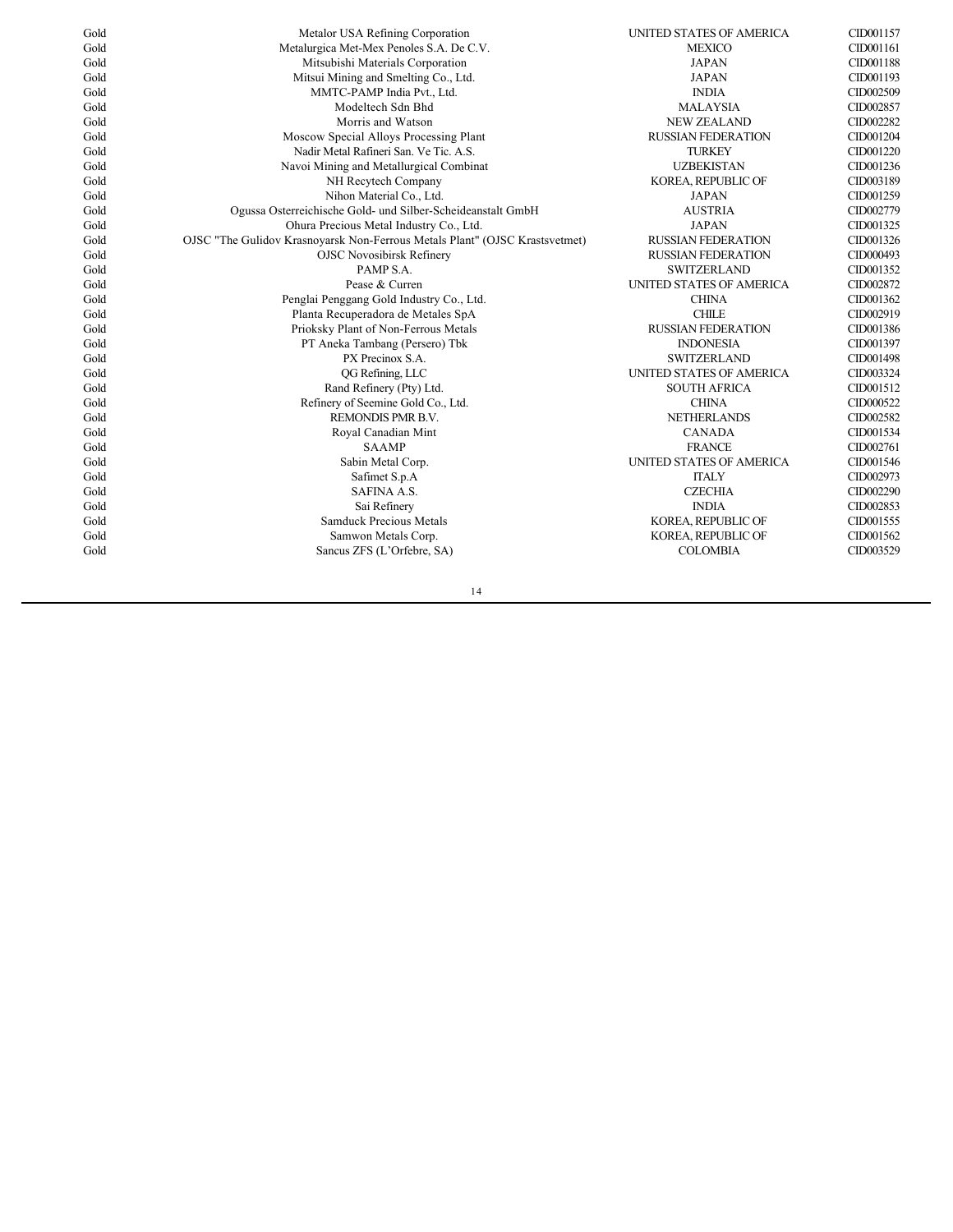| | | | |
|---|---|---|---|
| Gold | Metalor USA Refining Corporation | UNITED STATES OF AMERICA | CID001157 |
| Gold | Metalurgica Met-Mex Penoles S.A. De C.V. | MEXICO | CID001161 |
| Gold | Mitsubishi Materials Corporation | JAPAN | CID001188 |
| Gold | Mitsui Mining and Smelting Co., Ltd. | JAPAN | CID001193 |
| Gold | MMTC-PAMP India Pvt., Ltd. | INDIA | CID002509 |
| Gold | Modeltech Sdn Bhd | MALAYSIA | CID002857 |
| Gold | Morris and Watson | NEW ZEALAND | CID002282 |
| Gold | Moscow Special Alloys Processing Plant | RUSSIAN FEDERATION | CID001204 |
| Gold | Nadir Metal Rafineri San. Ve Tic. A.S. | TURKEY | CID001220 |
| Gold | Navoi Mining and Metallurgical Combinat | UZBEKISTAN | CID001236 |
| Gold | NH Recytech Company | KOREA, REPUBLIC OF | CID003189 |
| Gold | Nihon Material Co., Ltd. | JAPAN | CID001259 |
| Gold | Ogussa Osterreichische Gold- und Silber-Scheideanstalt GmbH | AUSTRIA | CID002779 |
| Gold | Ohura Precious Metal Industry Co., Ltd. | JAPAN | CID001325 |
| Gold | OJSC "The Gulidov Krasnoyarsk Non-Ferrous Metals Plant" (OJSC Krastsvetmet) | RUSSIAN FEDERATION | CID001326 |
| Gold | OJSC Novosibirsk Refinery | RUSSIAN FEDERATION | CID000493 |
| Gold | PAMP S.A. | SWITZERLAND | CID001352 |
| Gold | Pease & Curren | UNITED STATES OF AMERICA | CID002872 |
| Gold | Penglai Penggang Gold Industry Co., Ltd. | CHINA | CID001362 |
| Gold | Planta Recuperadora de Metales SpA | CHILE | CID002919 |
| Gold | Prioksky Plant of Non-Ferrous Metals | RUSSIAN FEDERATION | CID001386 |
| Gold | PT Aneka Tambang (Persero) Tbk | INDONESIA | CID001397 |
| Gold | PX Precinox S.A. | SWITZERLAND | CID001498 |
| Gold | QG Refining, LLC | UNITED STATES OF AMERICA | CID003324 |
| Gold | Rand Refinery (Pty) Ltd. | SOUTH AFRICA | CID001512 |
| Gold | Refinery of Seemine Gold Co., Ltd. | CHINA | CID000522 |
| Gold | REMONDIS PMR B.V. | NETHERLANDS | CID002582 |
| Gold | Royal Canadian Mint | CANADA | CID001534 |
| Gold | SAAMP | FRANCE | CID002761 |
| Gold | Sabin Metal Corp. | UNITED STATES OF AMERICA | CID001546 |
| Gold | Safimet S.p.A | ITALY | CID002973 |
| Gold | SAFINA A.S. | CZECHIA | CID002290 |
| Gold | Sai Refinery | INDIA | CID002853 |
| Gold | Samduck Precious Metals | KOREA, REPUBLIC OF | CID001555 |
| Gold | Samwon Metals Corp. | KOREA, REPUBLIC OF | CID001562 |
| Gold | Sancus ZFS (L'Orfebre, SA) | COLOMBIA | CID003529 |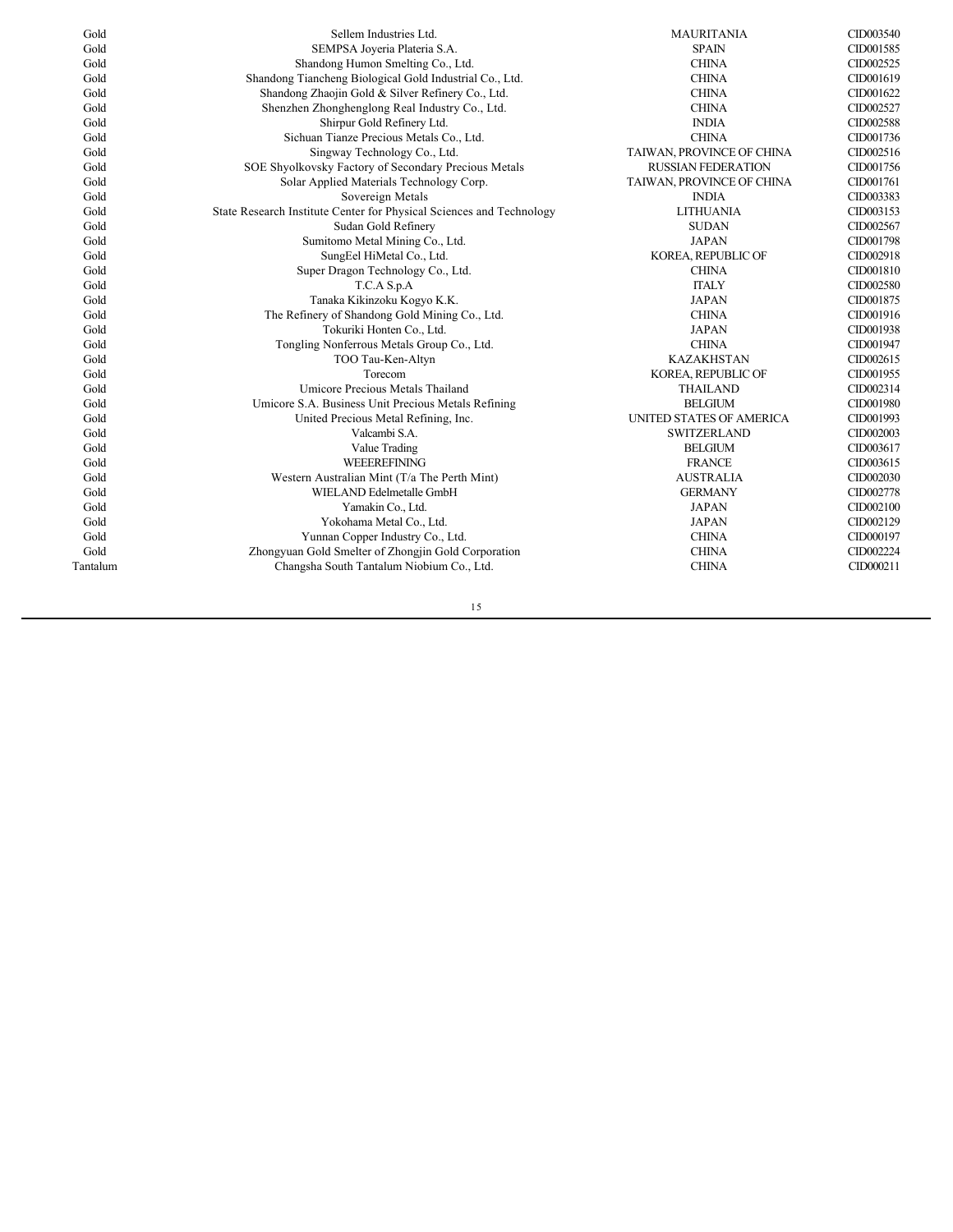| | | | |
|---|---|---|---|
| Gold | Sellem Industries Ltd. | MAURITANIA | CID003540 |
| Gold | SEMPSA Joyeria Plateria S.A. | SPAIN | CID001585 |
| Gold | Shandong Humon Smelting Co., Ltd. | CHINA | CID002525 |
| Gold | Shandong Tiancheng Biological Gold Industrial Co., Ltd. | CHINA | CID001619 |
| Gold | Shandong Zhaojin Gold & Silver Refinery Co., Ltd. | CHINA | CID001622 |
| Gold | Shenzhen Zhonghenglong Real Industry Co., Ltd. | CHINA | CID002527 |
| Gold | Shirpur Gold Refinery Ltd. | INDIA | CID002588 |
| Gold | Sichuan Tianze Precious Metals Co., Ltd. | CHINA | CID001736 |
| Gold | Singway Technology Co., Ltd. | TAIWAN, PROVINCE OF CHINA | CID002516 |
| Gold | SOE Shyolkovsky Factory of Secondary Precious Metals | RUSSIAN FEDERATION | CID001756 |
| Gold | Solar Applied Materials Technology Corp. | TAIWAN, PROVINCE OF CHINA | CID001761 |
| Gold | Sovereign Metals | INDIA | CID003383 |
| Gold | State Research Institute Center for Physical Sciences and Technology | LITHUANIA | CID003153 |
| Gold | Sudan Gold Refinery | SUDAN | CID002567 |
| Gold | Sumitomo Metal Mining Co., Ltd. | JAPAN | CID001798 |
| Gold | SungEel HiMetal Co., Ltd. | KOREA, REPUBLIC OF | CID002918 |
| Gold | Super Dragon Technology Co., Ltd. | CHINA | CID001810 |
| Gold | T.C.A S.p.A | ITALY | CID002580 |
| Gold | Tanaka Kikinzoku Kogyo K.K. | JAPAN | CID001875 |
| Gold | The Refinery of Shandong Gold Mining Co., Ltd. | CHINA | CID001916 |
| Gold | Tokuriki Honten Co., Ltd. | JAPAN | CID001938 |
| Gold | Tongling Nonferrous Metals Group Co., Ltd. | CHINA | CID001947 |
| Gold | TOO Tau-Ken-Altyn | KAZAKHSTAN | CID002615 |
| Gold | Torecom | KOREA, REPUBLIC OF | CID001955 |
| Gold | Umicore Precious Metals Thailand | THAILAND | CID002314 |
| Gold | Umicore S.A. Business Unit Precious Metals Refining | BELGIUM | CID001980 |
| Gold | United Precious Metal Refining, Inc. | UNITED STATES OF AMERICA | CID001993 |
| Gold | Valcambi S.A. | SWITZERLAND | CID002003 |
| Gold | Value Trading | BELGIUM | CID003617 |
| Gold | WEEEREFINING | FRANCE | CID003615 |
| Gold | Western Australian Mint (T/a The Perth Mint) | AUSTRALIA | CID002030 |
| Gold | WIELAND Edelmetalle GmbH | GERMANY | CID002778 |
| Gold | Yamakin Co., Ltd. | JAPAN | CID002100 |
| Gold | Yokohama Metal Co., Ltd. | JAPAN | CID002129 |
| Gold | Yunnan Copper Industry Co., Ltd. | CHINA | CID000197 |
| Gold | Zhongyuan Gold Smelter of Zhongjin Gold Corporation | CHINA | CID002224 |
| Tantalum | Changsha South Tantalum Niobium Co., Ltd. | CHINA | CID000211 |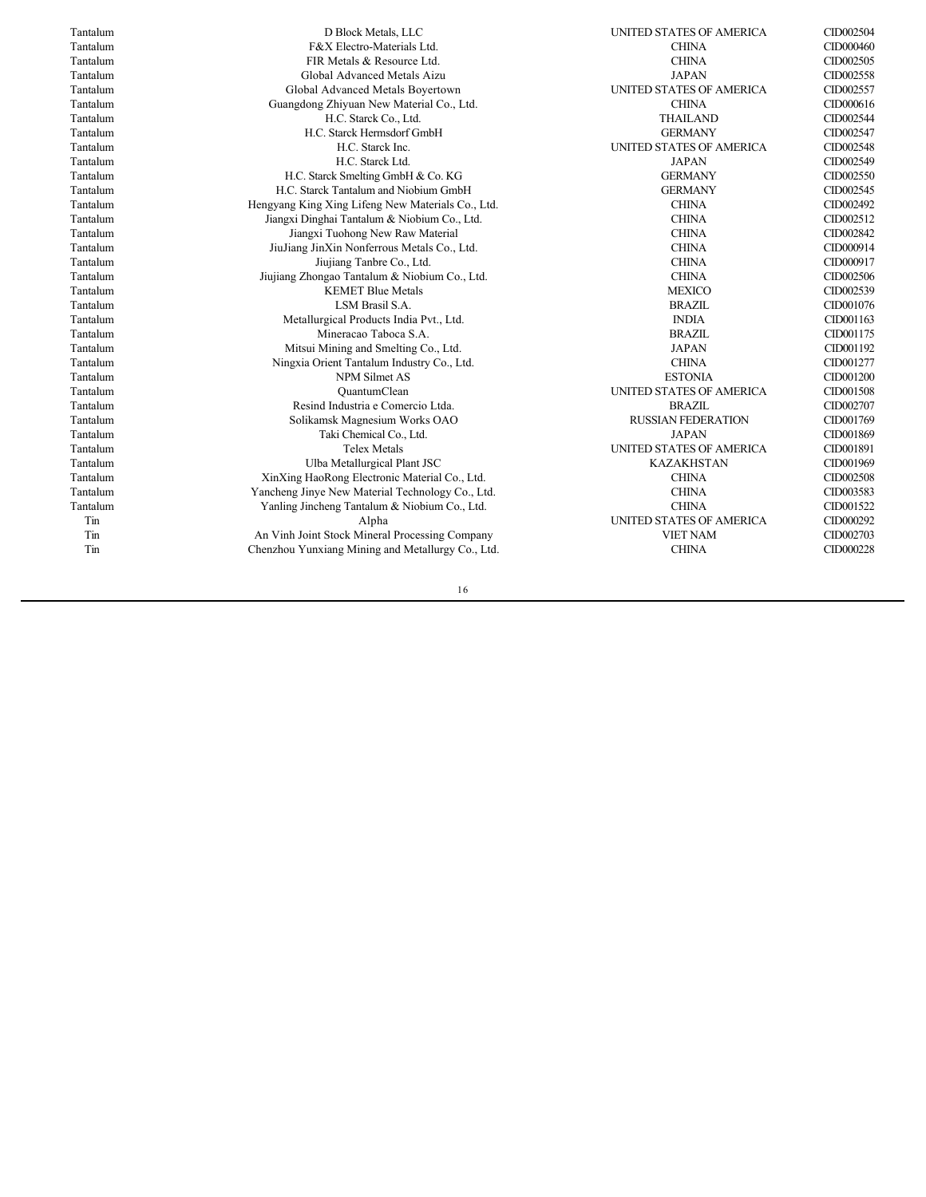| | | | |
|---|---|---|---|
| Tantalum | D Block Metals, LLC | UNITED STATES OF AMERICA | CID002504 |
| Tantalum | F&X Electro-Materials Ltd. | CHINA | CID000460 |
| Tantalum | FIR Metals & Resource Ltd. | CHINA | CID002505 |
| Tantalum | Global Advanced Metals Aizu | JAPAN | CID002558 |
| Tantalum | Global Advanced Metals Boyertown | UNITED STATES OF AMERICA | CID002557 |
| Tantalum | Guangdong Zhiyuan New Material Co., Ltd. | CHINA | CID000616 |
| Tantalum | H.C. Starck Co., Ltd. | THAILAND | CID002544 |
| Tantalum | H.C. Starck Hermsdorf GmbH | GERMANY | CID002547 |
| Tantalum | H.C. Starck Inc. | UNITED STATES OF AMERICA | CID002548 |
| Tantalum | H.C. Starck Ltd. | JAPAN | CID002549 |
| Tantalum | H.C. Starck Smelting GmbH & Co. KG | GERMANY | CID002550 |
| Tantalum | H.C. Starck Tantalum and Niobium GmbH | GERMANY | CID002545 |
| Tantalum | Hengyang King Xing Lifeng New Materials Co., Ltd. | CHINA | CID002492 |
| Tantalum | Jiangxi Dinghai Tantalum & Niobium Co., Ltd. | CHINA | CID002512 |
| Tantalum | Jiangxi Tuohong New Raw Material | CHINA | CID002842 |
| Tantalum | JiuJiang JinXin Nonferrous Metals Co., Ltd. | CHINA | CID000914 |
| Tantalum | Jiujiang Tanbre Co., Ltd. | CHINA | CID000917 |
| Tantalum | Jiujiang Zhongao Tantalum & Niobium Co., Ltd. | CHINA | CID002506 |
| Tantalum | KEMET Blue Metals | MEXICO | CID002539 |
| Tantalum | LSM Brasil S.A. | BRAZIL | CID001076 |
| Tantalum | Metallurgical Products India Pvt., Ltd. | INDIA | CID001163 |
| Tantalum | Mineracao Taboca S.A. | BRAZIL | CID001175 |
| Tantalum | Mitsui Mining and Smelting Co., Ltd. | JAPAN | CID001192 |
| Tantalum | Ningxia Orient Tantalum Industry Co., Ltd. | CHINA | CID001277 |
| Tantalum | NPM Silmet AS | ESTONIA | CID001200 |
| Tantalum | QuantumClean | UNITED STATES OF AMERICA | CID001508 |
| Tantalum | Resind Industria e Comercio Ltda. | BRAZIL | CID002707 |
| Tantalum | Solikamsk Magnesium Works OAO | RUSSIAN FEDERATION | CID001769 |
| Tantalum | Taki Chemical Co., Ltd. | JAPAN | CID001869 |
| Tantalum | Telex Metals | UNITED STATES OF AMERICA | CID001891 |
| Tantalum | Ulba Metallurgical Plant JSC | KAZAKHSTAN | CID001969 |
| Tantalum | XinXing HaoRong Electronic Material Co., Ltd. | CHINA | CID002508 |
| Tantalum | Yancheng Jinye New Material Technology Co., Ltd. | CHINA | CID003583 |
| Tantalum | Yanling Jincheng Tantalum & Niobium Co., Ltd. | CHINA | CID001522 |
| Tin | Alpha | UNITED STATES OF AMERICA | CID000292 |
| Tin | An Vinh Joint Stock Mineral Processing Company | VIET NAM | CID002703 |
| Tin | Chenzhou Yunxiang Mining and Metallurgy Co., Ltd. | CHINA | CID000228 |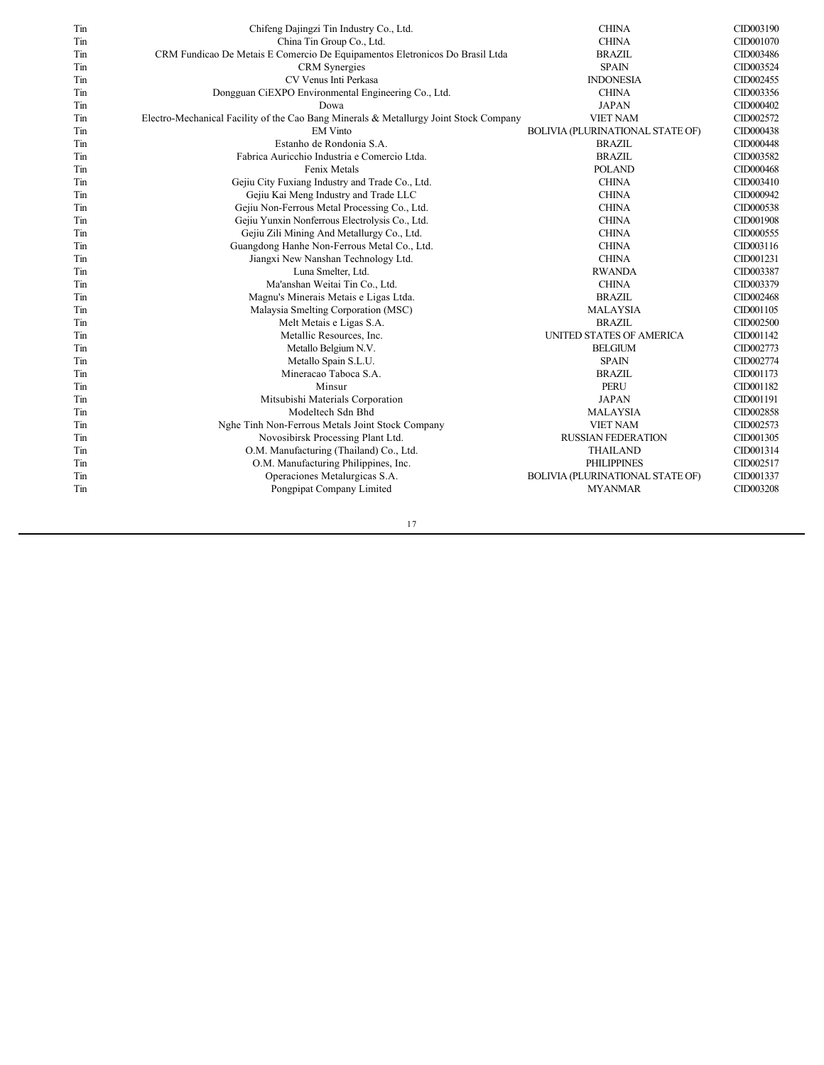| | | | |
|---|---|---|---|
| Tin | Chifeng Dajingzi Tin Industry Co., Ltd. | CHINA | CID003190 |
| Tin | China Tin Group Co., Ltd. | CHINA | CID001070 |
| Tin | CRM Fundicao De Metais E Comercio De Equipamentos Eletronicos Do Brasil Ltda | BRAZIL | CID003486 |
| Tin | CRM Synergies | SPAIN | CID003524 |
| Tin | CV Venus Inti Perkasa | INDONESIA | CID002455 |
| Tin | Dongguan CiEXPO Environmental Engineering Co., Ltd. | CHINA | CID003356 |
| Tin | Dowa | JAPAN | CID000402 |
| Tin | Electro-Mechanical Facility of the Cao Bang Minerals & Metallurgy Joint Stock Company | VIET NAM | CID002572 |
| Tin | EM Vinto | BOLIVIA (PLURINATIONAL STATE OF) | CID000438 |
| Tin | Estanho de Rondonia S.A. | BRAZIL | CID000448 |
| Tin | Fabrica Auricchio Industria e Comercio Ltda. | BRAZIL | CID003582 |
| Tin | Fenix Metals | POLAND | CID000468 |
| Tin | Gejiu City Fuxiang Industry and Trade Co., Ltd. | CHINA | CID003410 |
| Tin | Gejiu Kai Meng Industry and Trade LLC | CHINA | CID000942 |
| Tin | Gejiu Non-Ferrous Metal Processing Co., Ltd. | CHINA | CID000538 |
| Tin | Gejiu Yunxin Nonferrous Electrolysis Co., Ltd. | CHINA | CID001908 |
| Tin | Gejiu Zili Mining And Metallurgy Co., Ltd. | CHINA | CID000555 |
| Tin | Guangdong Hanhe Non-Ferrous Metal Co., Ltd. | CHINA | CID003116 |
| Tin | Jiangxi New Nanshan Technology Ltd. | CHINA | CID001231 |
| Tin | Luna Smelter, Ltd. | RWANDA | CID003387 |
| Tin | Ma'anshan Weitai Tin Co., Ltd. | CHINA | CID003379 |
| Tin | Magnu's Minerais Metais e Ligas Ltda. | BRAZIL | CID002468 |
| Tin | Malaysia Smelting Corporation (MSC) | MALAYSIA | CID001105 |
| Tin | Melt Metais e Ligas S.A. | BRAZIL | CID002500 |
| Tin | Metallic Resources, Inc. | UNITED STATES OF AMERICA | CID001142 |
| Tin | Metallo Belgium N.V. | BELGIUM | CID002773 |
| Tin | Metallo Spain S.L.U. | SPAIN | CID002774 |
| Tin | Mineracao Taboca S.A. | BRAZIL | CID001173 |
| Tin | Minsur | PERU | CID001182 |
| Tin | Mitsubishi Materials Corporation | JAPAN | CID001191 |
| Tin | Modeltech Sdn Bhd | MALAYSIA | CID002858 |
| Tin | Nghe Tinh Non-Ferrous Metals Joint Stock Company | VIET NAM | CID002573 |
| Tin | Novosibirsk Processing Plant Ltd. | RUSSIAN FEDERATION | CID001305 |
| Tin | O.M. Manufacturing (Thailand) Co., Ltd. | THAILAND | CID001314 |
| Tin | O.M. Manufacturing Philippines, Inc. | PHILIPPINES | CID002517 |
| Tin | Operaciones Metalurgicas S.A. | BOLIVIA (PLURINATIONAL STATE OF) | CID001337 |
| Tin | Pongpipat Company Limited | MYANMAR | CID003208 |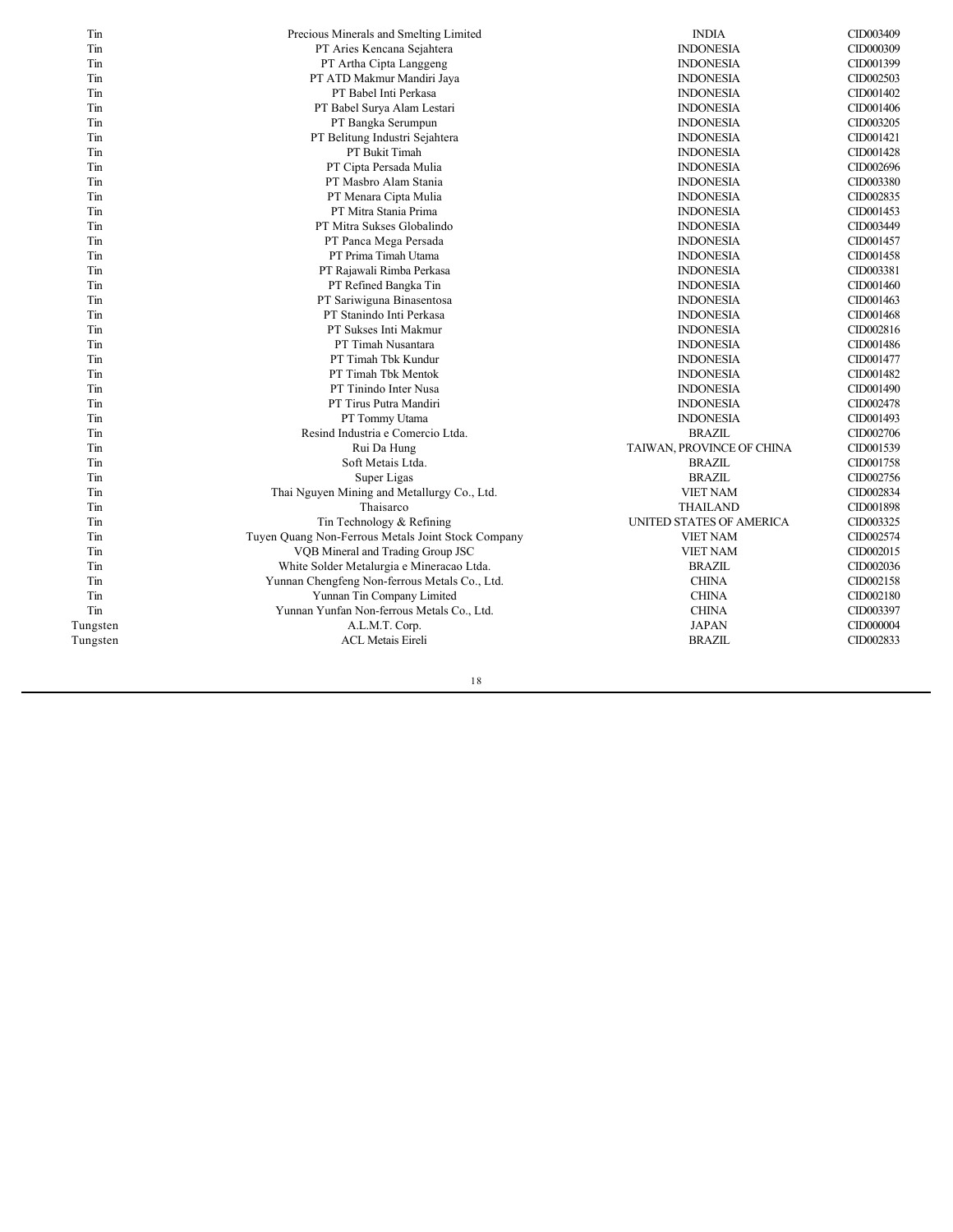| | | | |
|---|---|---|---|
| Tin | Precious Minerals and Smelting Limited | INDIA | CID003409 |
| Tin | PT Aries Kencana Sejahtera | INDONESIA | CID000309 |
| Tin | PT Artha Cipta Langgeng | INDONESIA | CID001399 |
| Tin | PT ATD Makmur Mandiri Jaya | INDONESIA | CID002503 |
| Tin | PT Babel Inti Perkasa | INDONESIA | CID001402 |
| Tin | PT Babel Surya Alam Lestari | INDONESIA | CID001406 |
| Tin | PT Bangka Serumpun | INDONESIA | CID003205 |
| Tin | PT Belitung Industri Sejahtera | INDONESIA | CID001421 |
| Tin | PT Bukit Timah | INDONESIA | CID001428 |
| Tin | PT Cipta Persada Mulia | INDONESIA | CID002696 |
| Tin | PT Masbro Alam Stania | INDONESIA | CID003380 |
| Tin | PT Menara Cipta Mulia | INDONESIA | CID002835 |
| Tin | PT Mitra Stania Prima | INDONESIA | CID001453 |
| Tin | PT Mitra Sukses Globalindo | INDONESIA | CID003449 |
| Tin | PT Panca Mega Persada | INDONESIA | CID001457 |
| Tin | PT Prima Timah Utama | INDONESIA | CID001458 |
| Tin | PT Rajawali Rimba Perkasa | INDONESIA | CID003381 |
| Tin | PT Refined Bangka Tin | INDONESIA | CID001460 |
| Tin | PT Sariwiguna Binasentosa | INDONESIA | CID001463 |
| Tin | PT Stanindo Inti Perkasa | INDONESIA | CID001468 |
| Tin | PT Sukses Inti Makmur | INDONESIA | CID002816 |
| Tin | PT Timah Nusantara | INDONESIA | CID001486 |
| Tin | PT Timah Tbk Kundur | INDONESIA | CID001477 |
| Tin | PT Timah Tbk Mentok | INDONESIA | CID001482 |
| Tin | PT Tinindo Inter Nusa | INDONESIA | CID001490 |
| Tin | PT Tirus Putra Mandiri | INDONESIA | CID002478 |
| Tin | PT Tommy Utama | INDONESIA | CID001493 |
| Tin | Resind Industria e Comercio Ltda. | BRAZIL | CID002706 |
| Tin | Rui Da Hung | TAIWAN, PROVINCE OF CHINA | CID001539 |
| Tin | Soft Metais Ltda. | BRAZIL | CID001758 |
| Tin | Super Ligas | BRAZIL | CID002756 |
| Tin | Thai Nguyen Mining and Metallurgy Co., Ltd. | VIET NAM | CID002834 |
| Tin | Thaisarco | THAILAND | CID001898 |
| Tin | Tin Technology & Refining | UNITED STATES OF AMERICA | CID003325 |
| Tin | Tuyen Quang Non-Ferrous Metals Joint Stock Company | VIET NAM | CID002574 |
| Tin | VQB Mineral and Trading Group JSC | VIET NAM | CID002015 |
| Tin | White Solder Metalurgia e Mineracao Ltda. | BRAZIL | CID002036 |
| Tin | Yunnan Chengfeng Non-ferrous Metals Co., Ltd. | CHINA | CID002158 |
| Tin | Yunnan Tin Company Limited | CHINA | CID002180 |
| Tin | Yunnan Yunfan Non-ferrous Metals Co., Ltd. | CHINA | CID003397 |
| Tungsten | A.L.M.T. Corp. | JAPAN | CID000004 |
| Tungsten | ACL Metais Eireli | BRAZIL | CID002833 |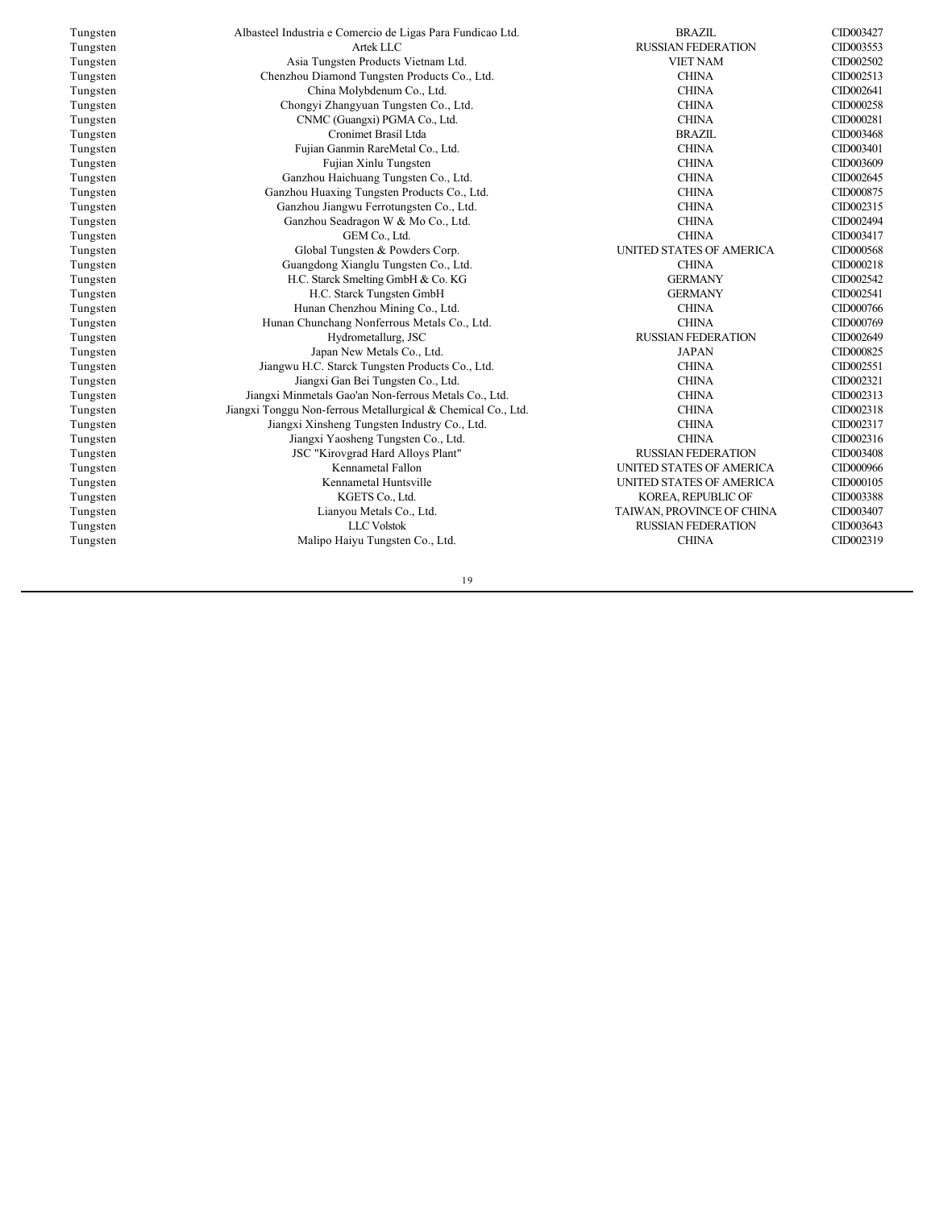| | | | |
|---|---|---|---|
| Tungsten | Albasteel Industria e Comercio de Ligas Para Fundicao Ltd. | BRAZIL | CID003427 |
| Tungsten | Artek LLC | RUSSIAN FEDERATION | CID003553 |
| Tungsten | Asia Tungsten Products Vietnam Ltd. | VIET NAM | CID002502 |
| Tungsten | Chenzhou Diamond Tungsten Products Co., Ltd. | CHINA | CID002513 |
| Tungsten | China Molybdenum Co., Ltd. | CHINA | CID002641 |
| Tungsten | Chongyi Zhangyuan Tungsten Co., Ltd. | CHINA | CID000258 |
| Tungsten | CNMC (Guangxi) PGMA Co., Ltd. | CHINA | CID000281 |
| Tungsten | Cronimet Brasil Ltda | BRAZIL | CID003468 |
| Tungsten | Fujian Ganmin RareMetal Co., Ltd. | CHINA | CID003401 |
| Tungsten | Fujian Xinlu Tungsten | CHINA | CID003609 |
| Tungsten | Ganzhou Haichuang Tungsten Co., Ltd. | CHINA | CID002645 |
| Tungsten | Ganzhou Huaxing Tungsten Products Co., Ltd. | CHINA | CID000875 |
| Tungsten | Ganzhou Jiangwu Ferrotungsten Co., Ltd. | CHINA | CID002315 |
| Tungsten | Ganzhou Seadragon W & Mo Co., Ltd. | CHINA | CID002494 |
| Tungsten | GEM Co., Ltd. | CHINA | CID003417 |
| Tungsten | Global Tungsten & Powders Corp. | UNITED STATES OF AMERICA | CID000568 |
| Tungsten | Guangdong Xianglu Tungsten Co., Ltd. | CHINA | CID000218 |
| Tungsten | H.C. Starck Smelting GmbH & Co. KG | GERMANY | CID002542 |
| Tungsten | H.C. Starck Tungsten GmbH | GERMANY | CID002541 |
| Tungsten | Hunan Chenzhou Mining Co., Ltd. | CHINA | CID000766 |
| Tungsten | Hunan Chunchang Nonferrous Metals Co., Ltd. | CHINA | CID000769 |
| Tungsten | Hydrometallurg, JSC | RUSSIAN FEDERATION | CID002649 |
| Tungsten | Japan New Metals Co., Ltd. | JAPAN | CID000825 |
| Tungsten | Jiangwu H.C. Starck Tungsten Products Co., Ltd. | CHINA | CID002551 |
| Tungsten | Jiangxi Gan Bei Tungsten Co., Ltd. | CHINA | CID002321 |
| Tungsten | Jiangxi Minmetals Gao'an Non-ferrous Metals Co., Ltd. | CHINA | CID002313 |
| Tungsten | Jiangxi Tonggu Non-ferrous Metallurgical & Chemical Co., Ltd. | CHINA | CID002318 |
| Tungsten | Jiangxi Xinsheng Tungsten Industry Co., Ltd. | CHINA | CID002317 |
| Tungsten | Jiangxi Yaosheng Tungsten Co., Ltd. | CHINA | CID002316 |
| Tungsten | JSC "Kirovgrad Hard Alloys Plant" | RUSSIAN FEDERATION | CID003408 |
| Tungsten | Kennametal Fallon | UNITED STATES OF AMERICA | CID000966 |
| Tungsten | Kennametal Huntsville | UNITED STATES OF AMERICA | CID000105 |
| Tungsten | KGETS Co., Ltd. | KOREA, REPUBLIC OF | CID003388 |
| Tungsten | Lianyou Metals Co., Ltd. | TAIWAN, PROVINCE OF CHINA | CID003407 |
| Tungsten | LLC Volstok | RUSSIAN FEDERATION | CID003643 |
| Tungsten | Malipo Haiyu Tungsten Co., Ltd. | CHINA | CID002319 |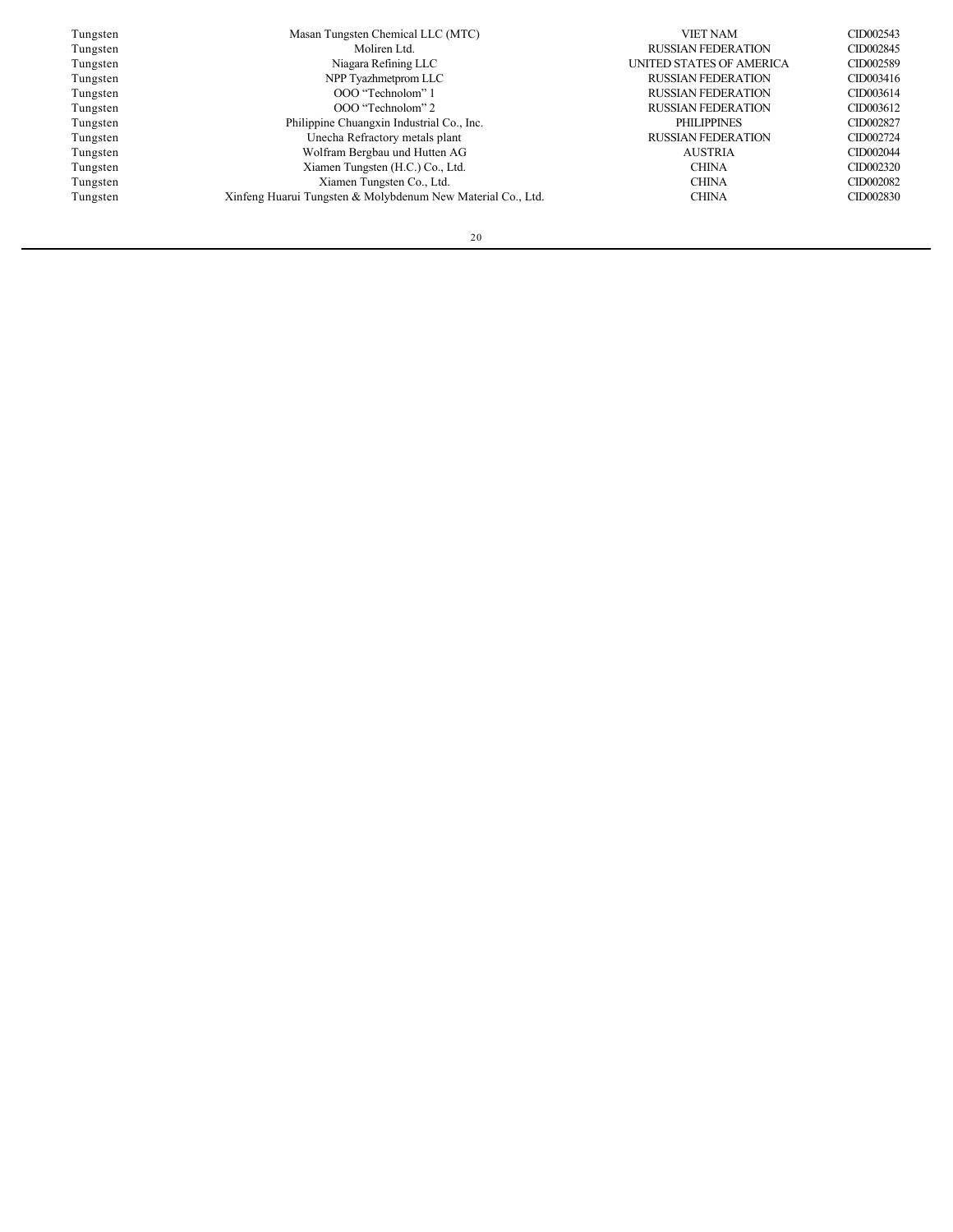| | | | |
|---|---|---|---|
| Tungsten | Masan Tungsten Chemical LLC (MTC) | VIET NAM | CID002543 |
| Tungsten | Moliren Ltd. | RUSSIAN FEDERATION | CID002845 |
| Tungsten | Niagara Refining LLC | UNITED STATES OF AMERICA | CID002589 |
| Tungsten | NPP Tyazhmetprom LLC | RUSSIAN FEDERATION | CID003416 |
| Tungsten | OOO “Technolom” 1 | RUSSIAN FEDERATION | CID003614 |
| Tungsten | OOO “Technolom” 2 | RUSSIAN FEDERATION | CID003612 |
| Tungsten | Philippine Chuangxin Industrial Co., Inc. | PHILIPPINES | CID002827 |
| Tungsten | Unecha Refractory metals plant | RUSSIAN FEDERATION | CID002724 |
| Tungsten | Wolfram Bergbau und Hutten AG | AUSTRIA | CID002044 |
| Tungsten | Xiamen Tungsten (H.C.) Co., Ltd. | CHINA | CID002320 |
| Tungsten | Xiamen Tungsten Co., Ltd. | CHINA | CID002082 |
| Tungsten | Xinfeng Huarui Tungsten & Molybdenum New Material Co., Ltd. | CHINA | CID002830 |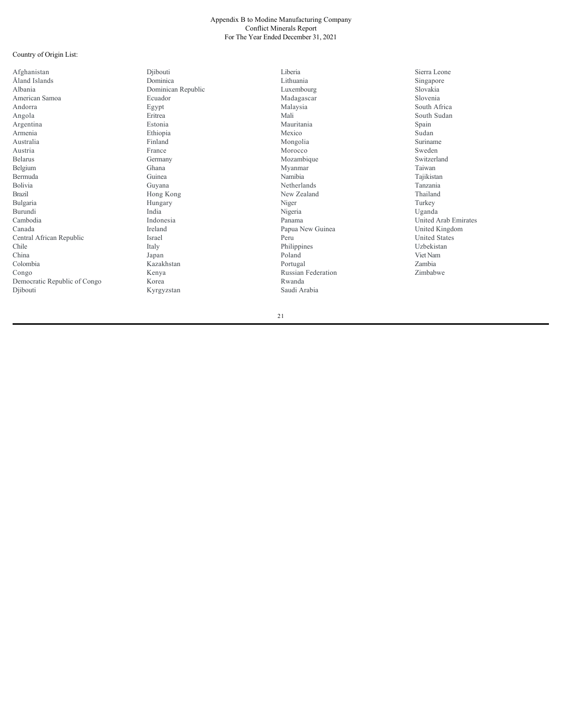Appendix B to Modine Manufacturing Company
Conflict Minerals Report
For The Year Ended December 31, 2021

Country of Origin List:

Afghanistan
Åland Islands
Albania
American Samoa
Andorra
Angola
Argentina
Armenia
Australia
Austria
Belarus
Belgium
Bermuda
Bolivia
Brazil
Bulgaria
Burundi
Cambodia
Canada
Central African Republic
Chile
China
Colombia
Congo
Democratic Republic of Congo
Djibouti
Djibouti
Dominica
Dominican Republic
Ecuador
Egypt
Eritrea
Estonia
Ethiopia
Finland
France
Germany
Ghana
Guinea
Guyana
Hong Kong
Hungary
India
Indonesia
Ireland
Israel
Italy
Japan
Kazakhstan
Kenya
Korea
Kyrgyzstan
Liberia
Lithuania
Luxembourg
Madagascar
Malaysia
Mali
Mauritania
Mexico
Mongolia
Morocco
Mozambique
Myanmar
Namibia
Netherlands
New Zealand
Niger
Nigeria
Panama
Papua New Guinea
Peru
Philippines
Poland
Portugal
Russian Federation
Rwanda
Saudi Arabia
Sierra Leone
Singapore
Slovakia
Slovenia
South Africa
South Sudan
Spain
Sudan
Suriname
Sweden
Switzerland
Taiwan
Tajikistan
Tanzania
Thailand
Turkey
Uganda
United Arab Emirates
United Kingdom
United States
Uzbekistan
Viet Nam
Zambia
Zimbabwe